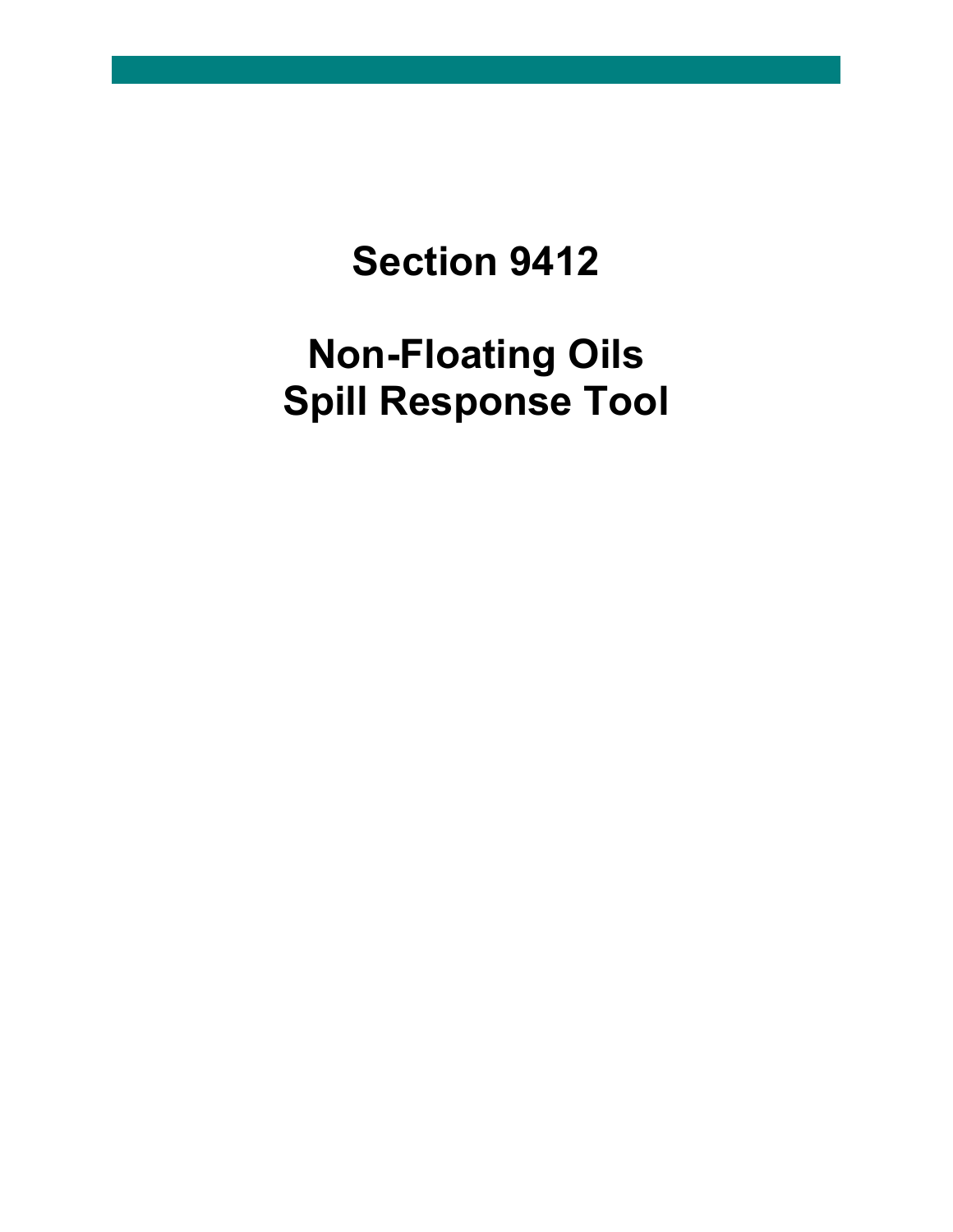# Section 9412

# Non-Floating Oils Spill Response Tool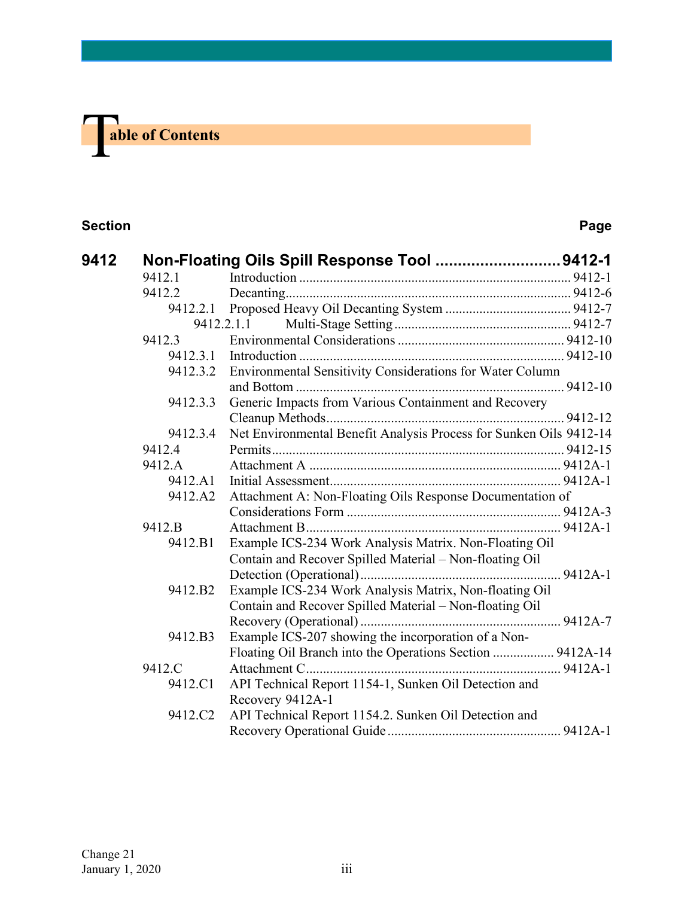# Table of Contents

| Section | | Page |
|---|---|---|
| **9412** | **Non-Floating Oils Spill Response Tool** | **9412-1** |
| 9412.1 | Introduction | 9412-1 |
| 9412.2 | Decanting | 9412-6 |
| 9412.2.1 | Proposed Heavy Oil Decanting System | 9412-7 |
| 9412.2.1.1 | Multi-Stage Setting | 9412-7 |
| 9412.3 | Environmental Considerations | 9412-10 |
| 9412.3.1 | Introduction | 9412-10 |
| 9412.3.2 | Environmental Sensitivity Considerations for Water Column and Bottom | 9412-10 |
| 9412.3.3 | Generic Impacts from Various Containment and Recovery Cleanup Methods | 9412-12 |
| 9412.3.4 | Net Environmental Benefit Analysis Process for Sunken Oils | 9412-14 |
| 9412.4 | Permits | 9412-15 |
| 9412.A | Attachment A | 9412A-1 |
| 9412.A1 | Initial Assessment | 9412A-1 |
| 9412.A2 | Attachment A: Non-Floating Oils Response Documentation of Considerations Form | 9412A-3 |
| 9412.B | Attachment B | 9412A-1 |
| 9412.B1 | Example ICS-234 Work Analysis Matrix. Non-Floating Oil Contain and Recover Spilled Material – Non-floating Oil Detection (Operational) | 9412A-1 |
| 9412.B2 | Example ICS-234 Work Analysis Matrix, Non-floating Oil Contain and Recover Spilled Material – Non-floating Oil Recovery (Operational) | 9412A-7 |
| 9412.B3 | Example ICS-207 showing the incorporation of a Non-Floating Oil Branch into the Operations Section | 9412A-14 |
| 9412.C | Attachment C | 9412A-1 |
| 9412.C1 | API Technical Report 1154-1, Sunken Oil Detection and Recovery 9412A-1 | |
| 9412.C2 | API Technical Report 1154.2. Sunken Oil Detection and Recovery Operational Guide | 9412A-1 |

Change 21
January 1, 2020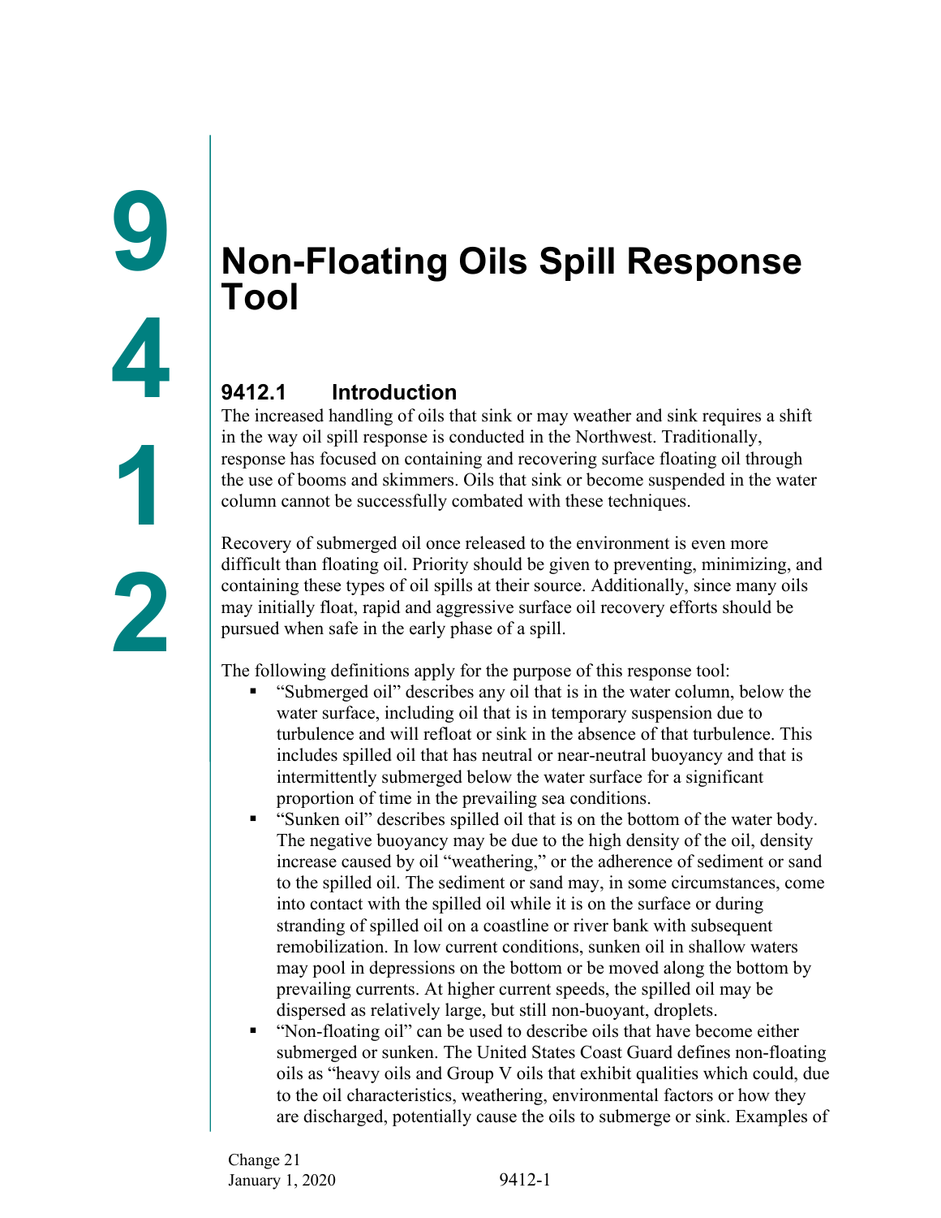# Non-Floating Oils Spill Response Tool

## 9412.1 Introduction

The increased handling of oils that sink or may weather and sink requires a shift in the way oil spill response is conducted in the Northwest. Traditionally, response has focused on containing and recovering surface floating oil through the use of booms and skimmers. Oils that sink or become suspended in the water column cannot be successfully combated with these techniques.

Recovery of submerged oil once released to the environment is even more difficult than floating oil. Priority should be given to preventing, minimizing, and containing these types of oil spills at their source. Additionally, since many oils may initially float, rapid and aggressive surface oil recovery efforts should be pursued when safe in the early phase of a spill.

The following definitions apply for the purpose of this response tool:

- "Submerged oil" describes any oil that is in the water column, below the water surface, including oil that is in temporary suspension due to turbulence and will refloat or sink in the absence of that turbulence. This includes spilled oil that has neutral or near-neutral buoyancy and that is intermittently submerged below the water surface for a significant proportion of time in the prevailing sea conditions.
- "Sunken oil" describes spilled oil that is on the bottom of the water body. The negative buoyancy may be due to the high density of the oil, density increase caused by oil "weathering," or the adherence of sediment or sand to the spilled oil. The sediment or sand may, in some circumstances, come into contact with the spilled oil while it is on the surface or during stranding of spilled oil on a coastline or river bank with subsequent remobilization. In low current conditions, sunken oil in shallow waters may pool in depressions on the bottom or be moved along the bottom by prevailing currents. At higher current speeds, the spilled oil may be dispersed as relatively large, but still non-buoyant, droplets.
- "Non-floating oil" can be used to describe oils that have become either submerged or sunken. The United States Coast Guard defines non-floating oils as "heavy oils and Group V oils that exhibit qualities which could, due to the oil characteristics, weathering, environmental factors or how they are discharged, potentially cause the oils to submerge or sink. Examples of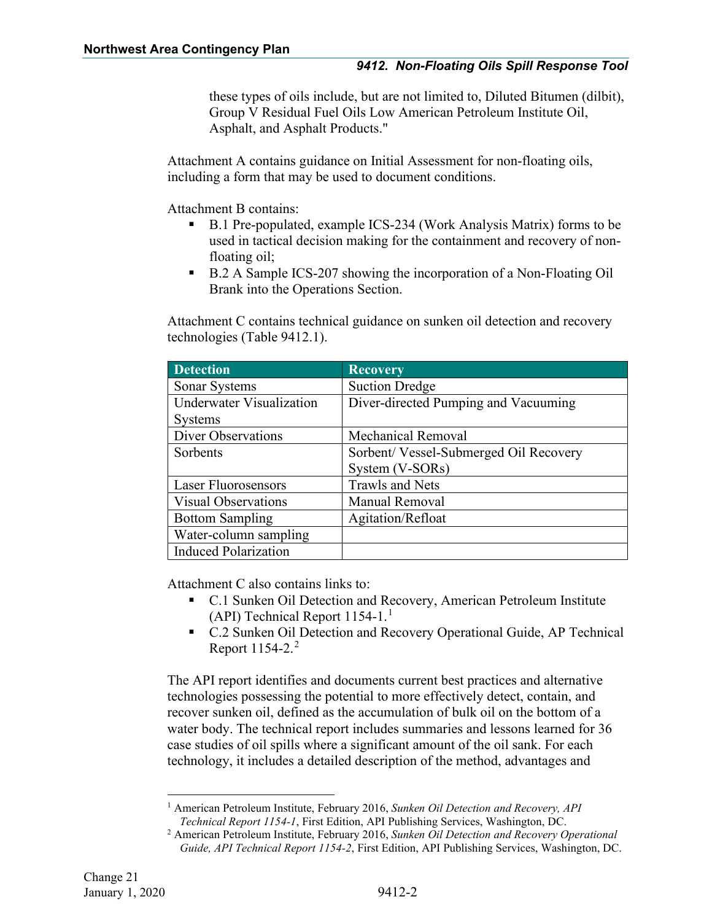these types of oils include, but are not limited to, Diluted Bitumen (dilbit), Group V Residual Fuel Oils Low American Petroleum Institute Oil, Asphalt, and Asphalt Products."

Attachment A contains guidance on Initial Assessment for non-floating oils, including a form that may be used to document conditions.

Attachment B contains:

- B.1 Pre-populated, example ICS-234 (Work Analysis Matrix) forms to be used in tactical decision making for the containment and recovery of non-floating oil;
- B.2 A Sample ICS-207 showing the incorporation of a Non-Floating Oil Brank into the Operations Section.

Attachment C contains technical guidance on sunken oil detection and recovery technologies (Table 9412.1).

| Detection | Recovery |
|---|---|
| Sonar Systems | Suction Dredge |
| Underwater Visualization Systems | Diver-directed Pumping and Vacuuming |
| Diver Observations | Mechanical Removal |
| Sorbents | Sorbent/ Vessel-Submerged Oil Recovery System (V-SORs) |
| Laser Fluorosensors | Trawls and Nets |
| Visual Observations | Manual Removal |
| Bottom Sampling | Agitation/Refloat |
| Water-column sampling | |
| Induced Polarization | |

Attachment C also contains links to:

- C.1 Sunken Oil Detection and Recovery, American Petroleum Institute (API) Technical Report 1154-1.[1]
- C.2 Sunken Oil Detection and Recovery Operational Guide, AP Technical Report 1154-2.[2]

The API report identifies and documents current best practices and alternative technologies possessing the potential to more effectively detect, contain, and recover sunken oil, defined as the accumulation of bulk oil on the bottom of a water body. The technical report includes summaries and lessons learned for 36 case studies of oil spills where a significant amount of the oil sank. For each technology, it includes a detailed description of the method, advantages and

---

[1] American Petroleum Institute, February 2016, *Sunken Oil Detection and Recovery, API Technical Report 1154-1*, First Edition, API Publishing Services, Washington, DC.

[2] American Petroleum Institute, February 2016, *Sunken Oil Detection and Recovery Operational Guide, API Technical Report 1154-2*, First Edition, API Publishing Services, Washington, DC.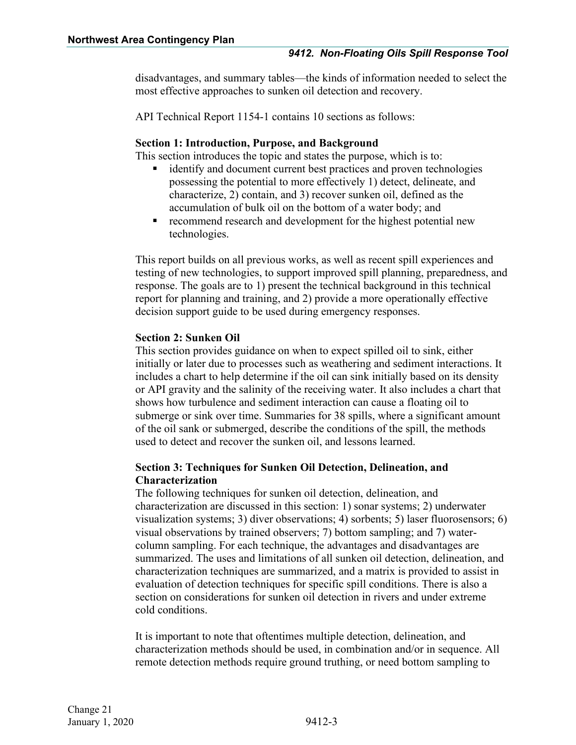disadvantages, and summary tables—the kinds of information needed to select the most effective approaches to sunken oil detection and recovery.

API Technical Report 1154-1 contains 10 sections as follows:

**Section 1: Introduction, Purpose, and Background**
This section introduces the topic and states the purpose, which is to:

- identify and document current best practices and proven technologies possessing the potential to more effectively 1) detect, delineate, and characterize, 2) contain, and 3) recover sunken oil, defined as the accumulation of bulk oil on the bottom of a water body; and
- recommend research and development for the highest potential new technologies.

This report builds on all previous works, as well as recent spill experiences and testing of new technologies, to support improved spill planning, preparedness, and response. The goals are to 1) present the technical background in this technical report for planning and training, and 2) provide a more operationally effective decision support guide to be used during emergency responses.

**Section 2: Sunken Oil**
This section provides guidance on when to expect spilled oil to sink, either initially or later due to processes such as weathering and sediment interactions. It includes a chart to help determine if the oil can sink initially based on its density or API gravity and the salinity of the receiving water. It also includes a chart that shows how turbulence and sediment interaction can cause a floating oil to submerge or sink over time. Summaries for 38 spills, where a significant amount of the oil sank or submerged, describe the conditions of the spill, the methods used to detect and recover the sunken oil, and lessons learned.

**Section 3: Techniques for Sunken Oil Detection, Delineation, and Characterization**
The following techniques for sunken oil detection, delineation, and characterization are discussed in this section: 1) sonar systems; 2) underwater visualization systems; 3) diver observations; 4) sorbents; 5) laser fluorosensors; 6) visual observations by trained observers; 7) bottom sampling; and 7) water-column sampling. For each technique, the advantages and disadvantages are summarized. The uses and limitations of all sunken oil detection, delineation, and characterization techniques are summarized, and a matrix is provided to assist in evaluation of detection techniques for specific spill conditions. There is also a section on considerations for sunken oil detection in rivers and under extreme cold conditions.

It is important to note that oftentimes multiple detection, delineation, and characterization methods should be used, in combination and/or in sequence. All remote detection methods require ground truthing, or need bottom sampling to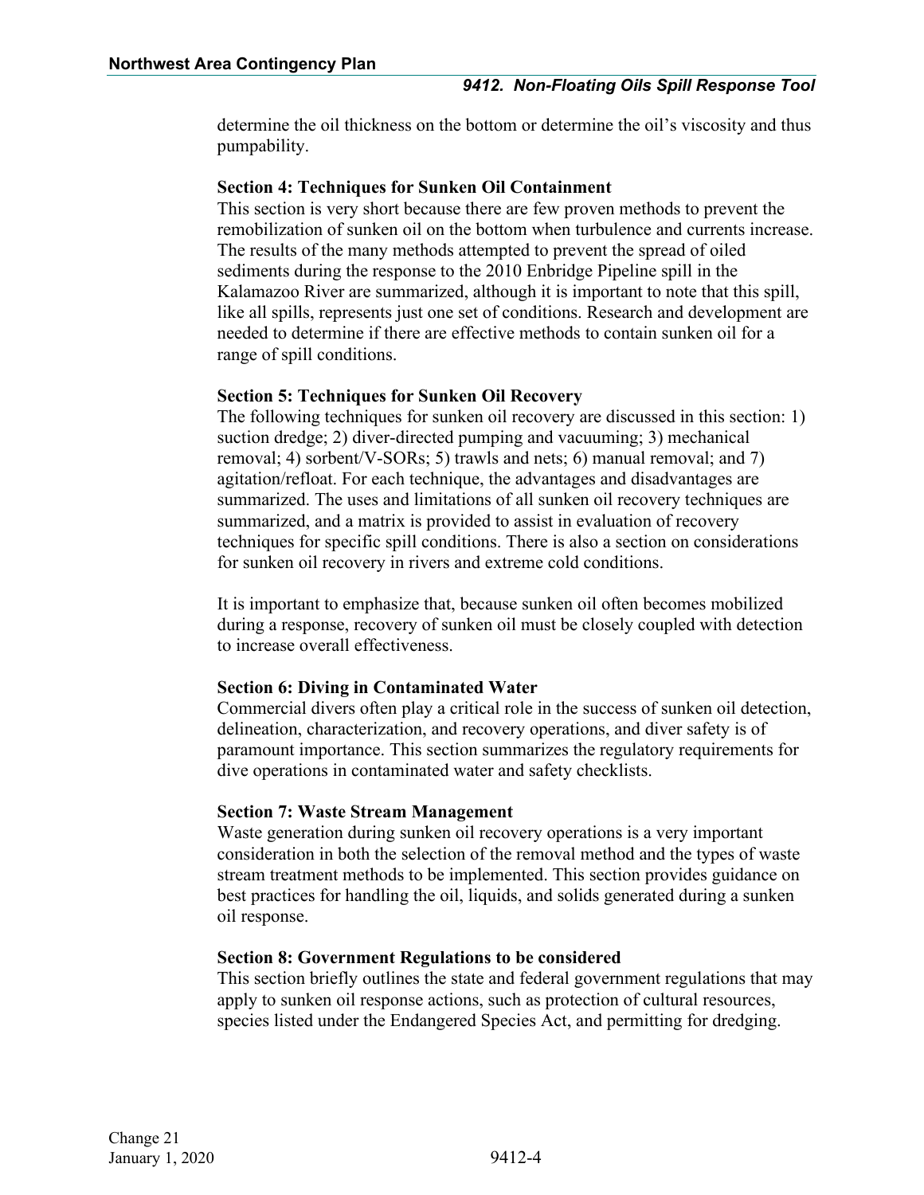determine the oil thickness on the bottom or determine the oil's viscosity and thus pumpability.

**Section 4: Techniques for Sunken Oil Containment**

This section is very short because there are few proven methods to prevent the remobilization of sunken oil on the bottom when turbulence and currents increase. The results of the many methods attempted to prevent the spread of oiled sediments during the response to the 2010 Enbridge Pipeline spill in the Kalamazoo River are summarized, although it is important to note that this spill, like all spills, represents just one set of conditions. Research and development are needed to determine if there are effective methods to contain sunken oil for a range of spill conditions.

**Section 5: Techniques for Sunken Oil Recovery**

The following techniques for sunken oil recovery are discussed in this section: 1) suction dredge; 2) diver-directed pumping and vacuuming; 3) mechanical removal; 4) sorbent/V-SORs; 5) trawls and nets; 6) manual removal; and 7) agitation/refloat. For each technique, the advantages and disadvantages are summarized. The uses and limitations of all sunken oil recovery techniques are summarized, and a matrix is provided to assist in evaluation of recovery techniques for specific spill conditions. There is also a section on considerations for sunken oil recovery in rivers and extreme cold conditions.

It is important to emphasize that, because sunken oil often becomes mobilized during a response, recovery of sunken oil must be closely coupled with detection to increase overall effectiveness.

**Section 6: Diving in Contaminated Water**

Commercial divers often play a critical role in the success of sunken oil detection, delineation, characterization, and recovery operations, and diver safety is of paramount importance. This section summarizes the regulatory requirements for dive operations in contaminated water and safety checklists.

**Section 7: Waste Stream Management**

Waste generation during sunken oil recovery operations is a very important consideration in both the selection of the removal method and the types of waste stream treatment methods to be implemented. This section provides guidance on best practices for handling the oil, liquids, and solids generated during a sunken oil response.

**Section 8: Government Regulations to be considered**

This section briefly outlines the state and federal government regulations that may apply to sunken oil response actions, such as protection of cultural resources, species listed under the Endangered Species Act, and permitting for dredging.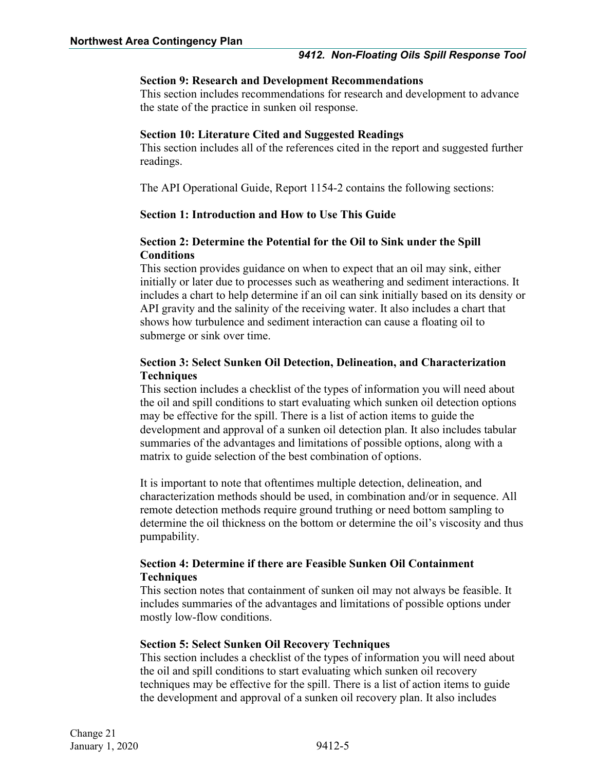**Section 9: Research and Development Recommendations**

This section includes recommendations for research and development to advance the state of the practice in sunken oil response.

**Section 10: Literature Cited and Suggested Readings**

This section includes all of the references cited in the report and suggested further readings.

The API Operational Guide, Report 1154-2 contains the following sections:

**Section 1: Introduction and How to Use This Guide**

**Section 2: Determine the Potential for the Oil to Sink under the Spill Conditions**

This section provides guidance on when to expect that an oil may sink, either initially or later due to processes such as weathering and sediment interactions. It includes a chart to help determine if an oil can sink initially based on its density or API gravity and the salinity of the receiving water. It also includes a chart that shows how turbulence and sediment interaction can cause a floating oil to submerge or sink over time.

**Section 3: Select Sunken Oil Detection, Delineation, and Characterization Techniques**

This section includes a checklist of the types of information you will need about the oil and spill conditions to start evaluating which sunken oil detection options may be effective for the spill. There is a list of action items to guide the development and approval of a sunken oil detection plan. It also includes tabular summaries of the advantages and limitations of possible options, along with a matrix to guide selection of the best combination of options.

It is important to note that oftentimes multiple detection, delineation, and characterization methods should be used, in combination and/or in sequence. All remote detection methods require ground truthing or need bottom sampling to determine the oil thickness on the bottom or determine the oil's viscosity and thus pumpability.

**Section 4: Determine if there are Feasible Sunken Oil Containment Techniques**

This section notes that containment of sunken oil may not always be feasible. It includes summaries of the advantages and limitations of possible options under mostly low-flow conditions.

**Section 5: Select Sunken Oil Recovery Techniques**

This section includes a checklist of the types of information you will need about the oil and spill conditions to start evaluating which sunken oil recovery techniques may be effective for the spill. There is a list of action items to guide the development and approval of a sunken oil recovery plan. It also includes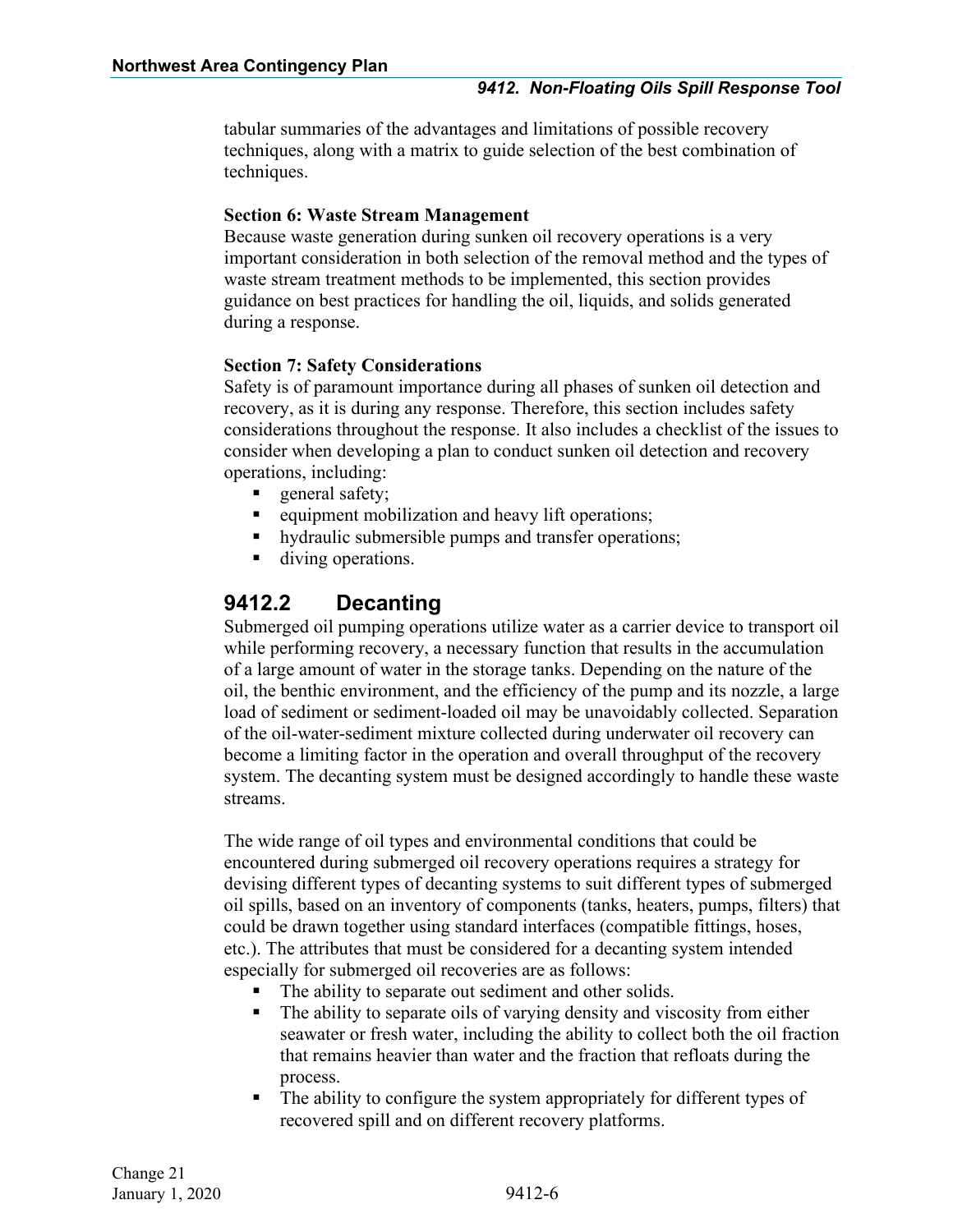tabular summaries of the advantages and limitations of possible recovery techniques, along with a matrix to guide selection of the best combination of techniques.

**Section 6: Waste Stream Management**
Because waste generation during sunken oil recovery operations is a very important consideration in both selection of the removal method and the types of waste stream treatment methods to be implemented, this section provides guidance on best practices for handling the oil, liquids, and solids generated during a response.

**Section 7: Safety Considerations**
Safety is of paramount importance during all phases of sunken oil detection and recovery, as it is during any response. Therefore, this section includes safety considerations throughout the response. It also includes a checklist of the issues to consider when developing a plan to conduct sunken oil detection and recovery operations, including:

- general safety;
- equipment mobilization and heavy lift operations;
- hydraulic submersible pumps and transfer operations;
- diving operations.

## 9412.2 Decanting

Submerged oil pumping operations utilize water as a carrier device to transport oil while performing recovery, a necessary function that results in the accumulation of a large amount of water in the storage tanks. Depending on the nature of the oil, the benthic environment, and the efficiency of the pump and its nozzle, a large load of sediment or sediment-loaded oil may be unavoidably collected. Separation of the oil-water-sediment mixture collected during underwater oil recovery can become a limiting factor in the operation and overall throughput of the recovery system. The decanting system must be designed accordingly to handle these waste streams.

The wide range of oil types and environmental conditions that could be encountered during submerged oil recovery operations requires a strategy for devising different types of decanting systems to suit different types of submerged oil spills, based on an inventory of components (tanks, heaters, pumps, filters) that could be drawn together using standard interfaces (compatible fittings, hoses, etc.). The attributes that must be considered for a decanting system intended especially for submerged oil recoveries are as follows:

- The ability to separate out sediment and other solids.
- The ability to separate oils of varying density and viscosity from either seawater or fresh water, including the ability to collect both the oil fraction that remains heavier than water and the fraction that refloats during the process.
- The ability to configure the system appropriately for different types of recovered spill and on different recovery platforms.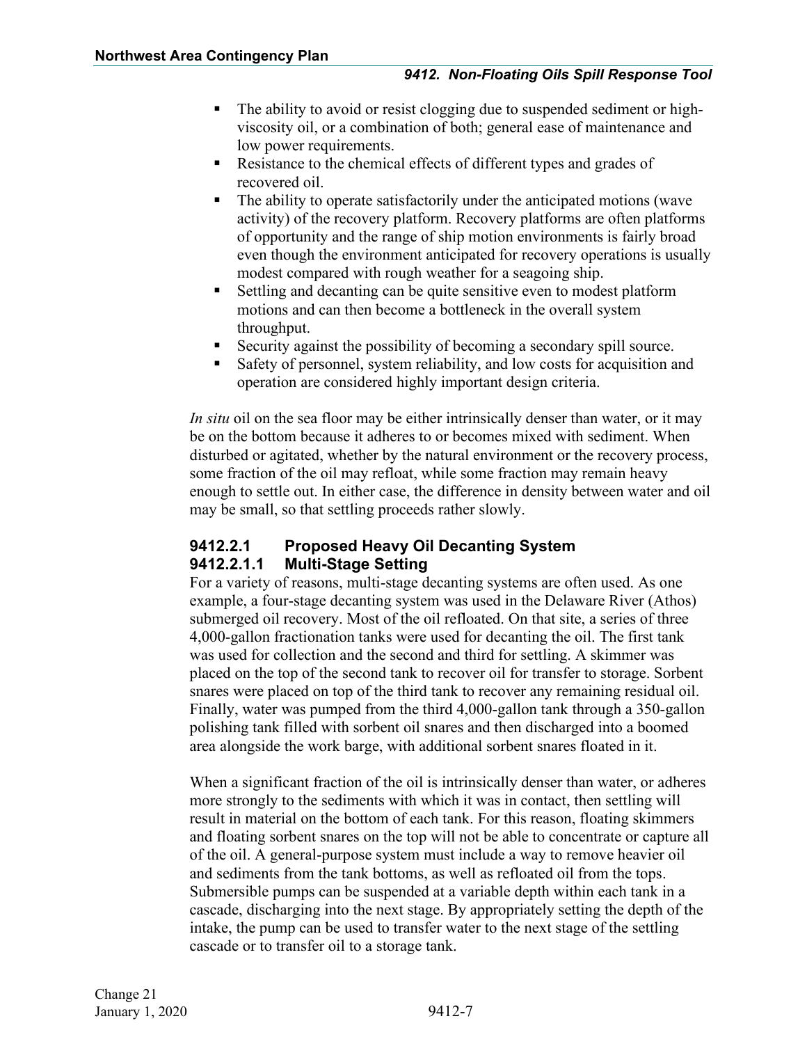- The ability to avoid or resist clogging due to suspended sediment or high-viscosity oil, or a combination of both; general ease of maintenance and low power requirements.
- Resistance to the chemical effects of different types and grades of recovered oil.
- The ability to operate satisfactorily under the anticipated motions (wave activity) of the recovery platform. Recovery platforms are often platforms of opportunity and the range of ship motion environments is fairly broad even though the environment anticipated for recovery operations is usually modest compared with rough weather for a seagoing ship.
- Settling and decanting can be quite sensitive even to modest platform motions and can then become a bottleneck in the overall system throughput.
- Security against the possibility of becoming a secondary spill source.
- Safety of personnel, system reliability, and low costs for acquisition and operation are considered highly important design criteria.

*In situ* oil on the sea floor may be either intrinsically denser than water, or it may be on the bottom because it adheres to or becomes mixed with sediment. When disturbed or agitated, whether by the natural environment or the recovery process, some fraction of the oil may refloat, while some fraction may remain heavy enough to settle out. In either case, the difference in density between water and oil may be small, so that settling proceeds rather slowly.

### 9412.2.1 Proposed Heavy Oil Decanting System

#### 9412.2.1.1 Multi-Stage Setting

For a variety of reasons, multi-stage decanting systems are often used. As one example, a four-stage decanting system was used in the Delaware River (Athos) submerged oil recovery. Most of the oil refloated. On that site, a series of three 4,000-gallon fractionation tanks were used for decanting the oil. The first tank was used for collection and the second and third for settling. A skimmer was placed on the top of the second tank to recover oil for transfer to storage. Sorbent snares were placed on top of the third tank to recover any remaining residual oil. Finally, water was pumped from the third 4,000-gallon tank through a 350-gallon polishing tank filled with sorbent oil snares and then discharged into a boomed area alongside the work barge, with additional sorbent snares floated in it.

When a significant fraction of the oil is intrinsically denser than water, or adheres more strongly to the sediments with which it was in contact, then settling will result in material on the bottom of each tank. For this reason, floating skimmers and floating sorbent snares on the top will not be able to concentrate or capture all of the oil. A general-purpose system must include a way to remove heavier oil and sediments from the tank bottoms, as well as refloated oil from the tops. Submersible pumps can be suspended at a variable depth within each tank in a cascade, discharging into the next stage. By appropriately setting the depth of the intake, the pump can be used to transfer water to the next stage of the settling cascade or to transfer oil to a storage tank.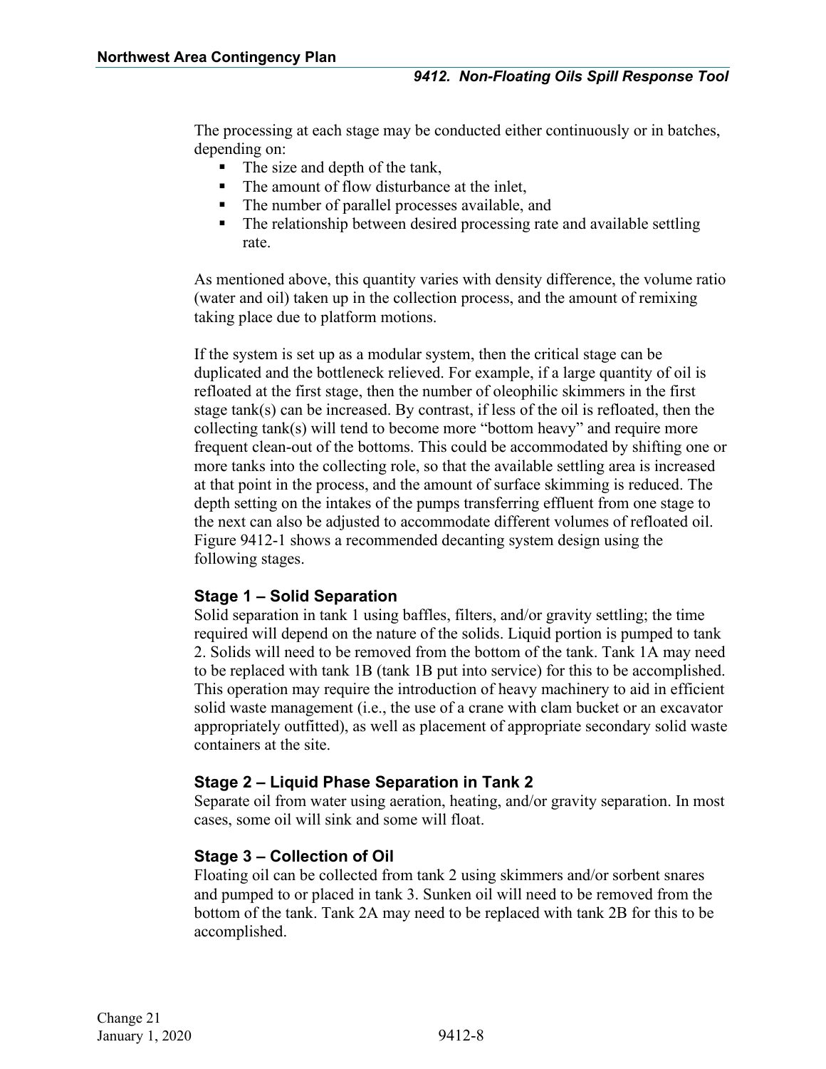The processing at each stage may be conducted either continuously or in batches, depending on:

- The size and depth of the tank,
- The amount of flow disturbance at the inlet,
- The number of parallel processes available, and
- The relationship between desired processing rate and available settling rate.

As mentioned above, this quantity varies with density difference, the volume ratio (water and oil) taken up in the collection process, and the amount of remixing taking place due to platform motions.

If the system is set up as a modular system, then the critical stage can be duplicated and the bottleneck relieved. For example, if a large quantity of oil is refloated at the first stage, then the number of oleophilic skimmers in the first stage tank(s) can be increased. By contrast, if less of the oil is refloated, then the collecting tank(s) will tend to become more "bottom heavy" and require more frequent clean-out of the bottoms. This could be accommodated by shifting one or more tanks into the collecting role, so that the available settling area is increased at that point in the process, and the amount of surface skimming is reduced. The depth setting on the intakes of the pumps transferring effluent from one stage to the next can also be adjusted to accommodate different volumes of refloated oil. Figure 9412-1 shows a recommended decanting system design using the following stages.

### Stage 1 – Solid Separation

Solid separation in tank 1 using baffles, filters, and/or gravity settling; the time required will depend on the nature of the solids. Liquid portion is pumped to tank 2. Solids will need to be removed from the bottom of the tank. Tank 1A may need to be replaced with tank 1B (tank 1B put into service) for this to be accomplished. This operation may require the introduction of heavy machinery to aid in efficient solid waste management (i.e., the use of a crane with clam bucket or an excavator appropriately outfitted), as well as placement of appropriate secondary solid waste containers at the site.

### Stage 2 – Liquid Phase Separation in Tank 2

Separate oil from water using aeration, heating, and/or gravity separation. In most cases, some oil will sink and some will float.

### Stage 3 – Collection of Oil

Floating oil can be collected from tank 2 using skimmers and/or sorbent snares and pumped to or placed in tank 3. Sunken oil will need to be removed from the bottom of the tank. Tank 2A may need to be replaced with tank 2B for this to be accomplished.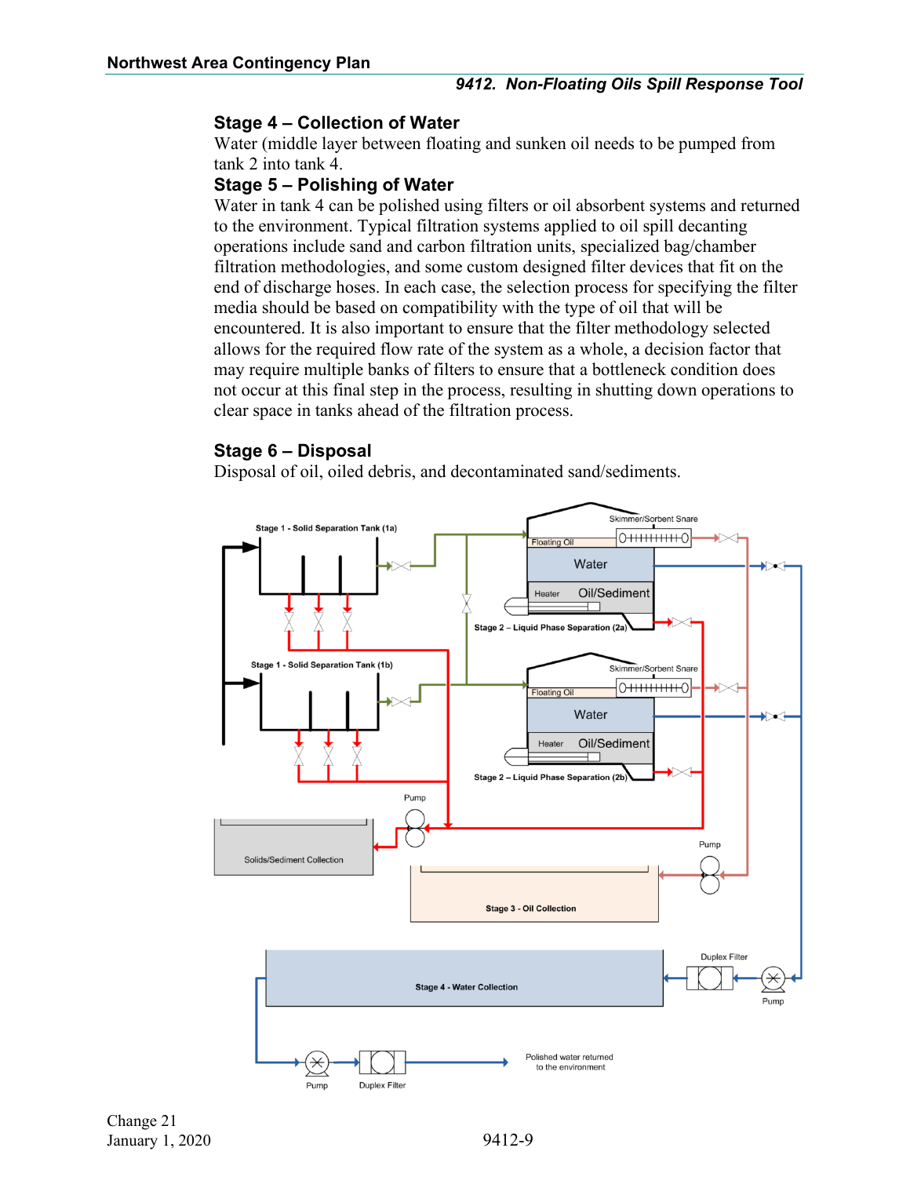### Stage 4 – Collection of Water

Water (middle layer between floating and sunken oil needs to be pumped from tank 2 into tank 4.

### Stage 5 – Polishing of Water

Water in tank 4 can be polished using filters or oil absorbent systems and returned to the environment. Typical filtration systems applied to oil spill decanting operations include sand and carbon filtration units, specialized bag/chamber filtration methodologies, and some custom designed filter devices that fit on the end of discharge hoses. In each case, the selection process for specifying the filter media should be based on compatibility with the type of oil that will be encountered. It is also important to ensure that the filter methodology selected allows for the required flow rate of the system as a whole, a decision factor that may require multiple banks of filters to ensure that a bottleneck condition does not occur at this final step in the process, resulting in shutting down operations to clear space in tanks ahead of the filtration process.

### Stage 6 – Disposal

Disposal of oil, oiled debris, and decontaminated sand/sediments.

Stage 1 - Solid Separation Tank (1a)

Stage 1 - Solid Separation Tank (1b)

Skimmer/Sorbent Snare

Floating Oil

Water

Heater Oil/Sediment

Stage 2 – Liquid Phase Separation (2a)

Stage 2 – Liquid Phase Separation (2b)

Pump

Solids/Sediment Collection

Stage 3 - Oil Collection

Stage 4 - Water Collection

Duplex Filter

Pump

Polished water returned to the environment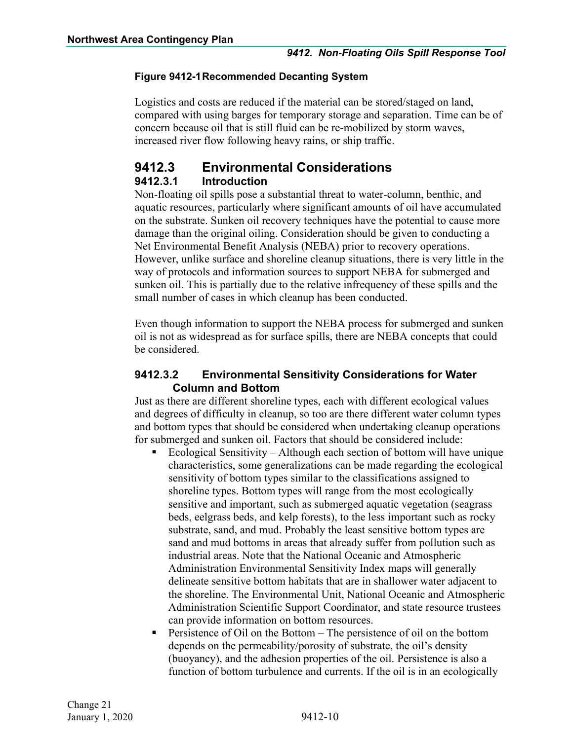**Figure 9412-1 Recommended Decanting System**

Logistics and costs are reduced if the material can be stored/staged on land, compared with using barges for temporary storage and separation. Time can be of concern because oil that is still fluid can be re-mobilized by storm waves, increased river flow following heavy rains, or ship traffic.

## 9412.3 Environmental Considerations

### 9412.3.1 Introduction

Non-floating oil spills pose a substantial threat to water-column, benthic, and aquatic resources, particularly where significant amounts of oil have accumulated on the substrate. Sunken oil recovery techniques have the potential to cause more damage than the original oiling. Consideration should be given to conducting a Net Environmental Benefit Analysis (NEBA) prior to recovery operations. However, unlike surface and shoreline cleanup situations, there is very little in the way of protocols and information sources to support NEBA for submerged and sunken oil. This is partially due to the relative infrequency of these spills and the small number of cases in which cleanup has been conducted.

Even though information to support the NEBA process for submerged and sunken oil is not as widespread as for surface spills, there are NEBA concepts that could be considered.

### 9412.3.2 Environmental Sensitivity Considerations for Water Column and Bottom

Just as there are different shoreline types, each with different ecological values and degrees of difficulty in cleanup, so too are there different water column types and bottom types that should be considered when undertaking cleanup operations for submerged and sunken oil. Factors that should be considered include:

- Ecological Sensitivity – Although each section of bottom will have unique characteristics, some generalizations can be made regarding the ecological sensitivity of bottom types similar to the classifications assigned to shoreline types. Bottom types will range from the most ecologically sensitive and important, such as submerged aquatic vegetation (seagrass beds, eelgrass beds, and kelp forests), to the less important such as rocky substrate, sand, and mud. Probably the least sensitive bottom types are sand and mud bottoms in areas that already suffer from pollution such as industrial areas. Note that the National Oceanic and Atmospheric Administration Environmental Sensitivity Index maps will generally delineate sensitive bottom habitats that are in shallower water adjacent to the shoreline. The Environmental Unit, National Oceanic and Atmospheric Administration Scientific Support Coordinator, and state resource trustees can provide information on bottom resources.
- Persistence of Oil on the Bottom – The persistence of oil on the bottom depends on the permeability/porosity of substrate, the oil's density (buoyancy), and the adhesion properties of the oil. Persistence is also a function of bottom turbulence and currents. If the oil is in an ecologically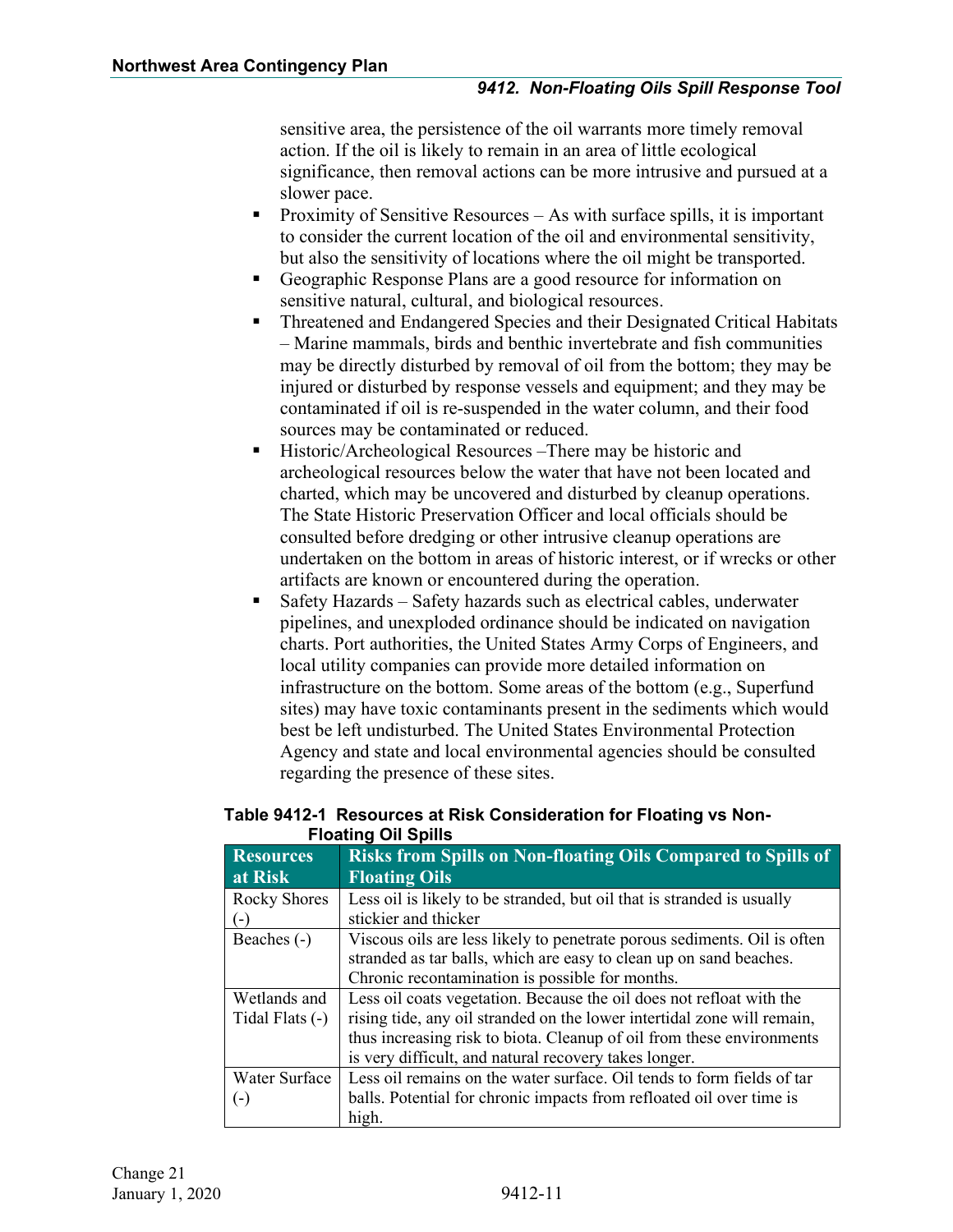sensitive area, the persistence of the oil warrants more timely removal action. If the oil is likely to remain in an area of little ecological significance, then removal actions can be more intrusive and pursued at a slower pace.

- Proximity of Sensitive Resources – As with surface spills, it is important to consider the current location of the oil and environmental sensitivity, but also the sensitivity of locations where the oil might be transported.
- Geographic Response Plans are a good resource for information on sensitive natural, cultural, and biological resources.
- Threatened and Endangered Species and their Designated Critical Habitats – Marine mammals, birds and benthic invertebrate and fish communities may be directly disturbed by removal of oil from the bottom; they may be injured or disturbed by response vessels and equipment; and they may be contaminated if oil is re-suspended in the water column, and their food sources may be contaminated or reduced.
- Historic/Archeological Resources –There may be historic and archeological resources below the water that have not been located and charted, which may be uncovered and disturbed by cleanup operations. The State Historic Preservation Officer and local officials should be consulted before dredging or other intrusive cleanup operations are undertaken on the bottom in areas of historic interest, or if wrecks or other artifacts are known or encountered during the operation.
- Safety Hazards – Safety hazards such as electrical cables, underwater pipelines, and unexploded ordinance should be indicated on navigation charts. Port authorities, the United States Army Corps of Engineers, and local utility companies can provide more detailed information on infrastructure on the bottom. Some areas of the bottom (e.g., Superfund sites) may have toxic contaminants present in the sediments which would best be left undisturbed. The United States Environmental Protection Agency and state and local environmental agencies should be consulted regarding the presence of these sites.

**Table 9412-1 Resources at Risk Consideration for Floating vs Non-Floating Oil Spills**

| Resources at Risk | Risks from Spills on Non-floating Oils Compared to Spills of Floating Oils |
|---|---|
| Rocky Shores (-) | Less oil is likely to be stranded, but oil that is stranded is usually stickier and thicker |
| Beaches (-) | Viscous oils are less likely to penetrate porous sediments. Oil is often stranded as tar balls, which are easy to clean up on sand beaches. Chronic recontamination is possible for months. |
| Wetlands and Tidal Flats (-) | Less oil coats vegetation. Because the oil does not refloat with the rising tide, any oil stranded on the lower intertidal zone will remain, thus increasing risk to biota. Cleanup of oil from these environments is very difficult, and natural recovery takes longer. |
| Water Surface (-) | Less oil remains on the water surface. Oil tends to form fields of tar balls. Potential for chronic impacts from refloated oil over time is high. |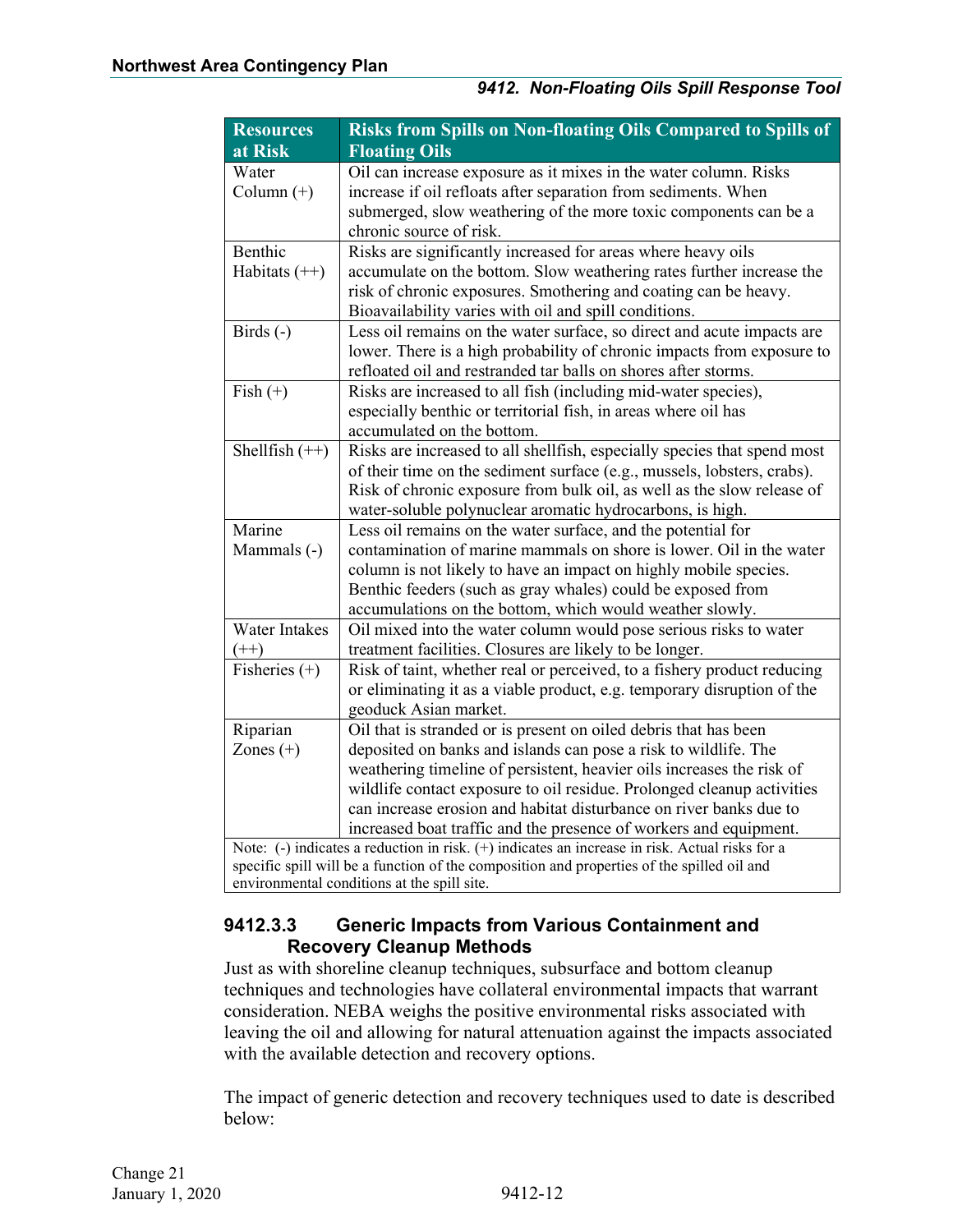| Resources at Risk | Risks from Spills on Non-floating Oils Compared to Spills of Floating Oils |
|---|---|
| Water Column (+) | Oil can increase exposure as it mixes in the water column. Risks increase if oil refloats after separation from sediments. When submerged, slow weathering of the more toxic components can be a chronic source of risk. |
| Benthic Habitats (++) | Risks are significantly increased for areas where heavy oils accumulate on the bottom. Slow weathering rates further increase the risk of chronic exposures. Smothering and coating can be heavy. Bioavailability varies with oil and spill conditions. |
| Birds (-) | Less oil remains on the water surface, so direct and acute impacts are lower. There is a high probability of chronic impacts from exposure to refloated oil and restranded tar balls on shores after storms. |
| Fish (+) | Risks are increased to all fish (including mid-water species), especially benthic or territorial fish, in areas where oil has accumulated on the bottom. |
| Shellfish (++) | Risks are increased to all shellfish, especially species that spend most of their time on the sediment surface (e.g., mussels, lobsters, crabs). Risk of chronic exposure from bulk oil, as well as the slow release of water-soluble polynuclear aromatic hydrocarbons, is high. |
| Marine Mammals (-) | Less oil remains on the water surface, and the potential for contamination of marine mammals on shore is lower. Oil in the water column is not likely to have an impact on highly mobile species. Benthic feeders (such as gray whales) could be exposed from accumulations on the bottom, which would weather slowly. |
| Water Intakes (++) | Oil mixed into the water column would pose serious risks to water treatment facilities. Closures are likely to be longer. |
| Fisheries (+) | Risk of taint, whether real or perceived, to a fishery product reducing or eliminating it as a viable product, e.g. temporary disruption of the geoduck Asian market. |
| Riparian Zones (+) | Oil that is stranded or is present on oiled debris that has been deposited on banks and islands can pose a risk to wildlife. The weathering timeline of persistent, heavier oils increases the risk of wildlife contact exposure to oil residue. Prolonged cleanup activities can increase erosion and habitat disturbance on river banks due to increased boat traffic and the presence of workers and equipment. |

Note: (-) indicates a reduction in risk. (+) indicates an increase in risk. Actual risks for a specific spill will be a function of the composition and properties of the spilled oil and environmental conditions at the spill site.

#### 9412.3.3 Generic Impacts from Various Containment and Recovery Cleanup Methods

Just as with shoreline cleanup techniques, subsurface and bottom cleanup techniques and technologies have collateral environmental impacts that warrant consideration. NEBA weighs the positive environmental risks associated with leaving the oil and allowing for natural attenuation against the impacts associated with the available detection and recovery options.

The impact of generic detection and recovery techniques used to date is described below: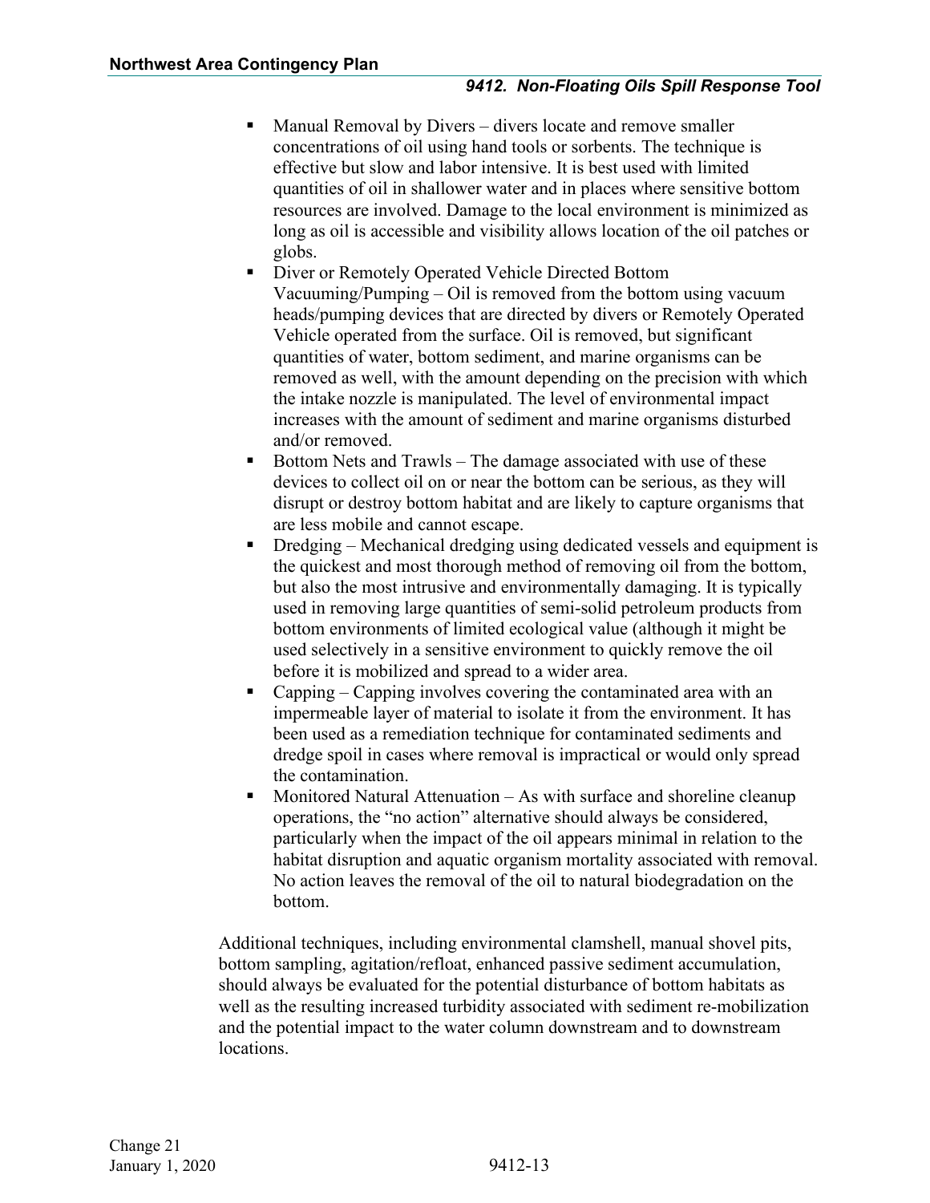- Manual Removal by Divers – divers locate and remove smaller concentrations of oil using hand tools or sorbents. The technique is effective but slow and labor intensive. It is best used with limited quantities of oil in shallower water and in places where sensitive bottom resources are involved. Damage to the local environment is minimized as long as oil is accessible and visibility allows location of the oil patches or globs.
- Diver or Remotely Operated Vehicle Directed Bottom Vacuuming/Pumping – Oil is removed from the bottom using vacuum heads/pumping devices that are directed by divers or Remotely Operated Vehicle operated from the surface. Oil is removed, but significant quantities of water, bottom sediment, and marine organisms can be removed as well, with the amount depending on the precision with which the intake nozzle is manipulated. The level of environmental impact increases with the amount of sediment and marine organisms disturbed and/or removed.
- Bottom Nets and Trawls – The damage associated with use of these devices to collect oil on or near the bottom can be serious, as they will disrupt or destroy bottom habitat and are likely to capture organisms that are less mobile and cannot escape.
- Dredging – Mechanical dredging using dedicated vessels and equipment is the quickest and most thorough method of removing oil from the bottom, but also the most intrusive and environmentally damaging. It is typically used in removing large quantities of semi-solid petroleum products from bottom environments of limited ecological value (although it might be used selectively in a sensitive environment to quickly remove the oil before it is mobilized and spread to a wider area.
- Capping – Capping involves covering the contaminated area with an impermeable layer of material to isolate it from the environment. It has been used as a remediation technique for contaminated sediments and dredge spoil in cases where removal is impractical or would only spread the contamination.
- Monitored Natural Attenuation – As with surface and shoreline cleanup operations, the "no action" alternative should always be considered, particularly when the impact of the oil appears minimal in relation to the habitat disruption and aquatic organism mortality associated with removal. No action leaves the removal of the oil to natural biodegradation on the bottom.

Additional techniques, including environmental clamshell, manual shovel pits, bottom sampling, agitation/refloat, enhanced passive sediment accumulation, should always be evaluated for the potential disturbance of bottom habitats as well as the resulting increased turbidity associated with sediment re-mobilization and the potential impact to the water column downstream and to downstream locations.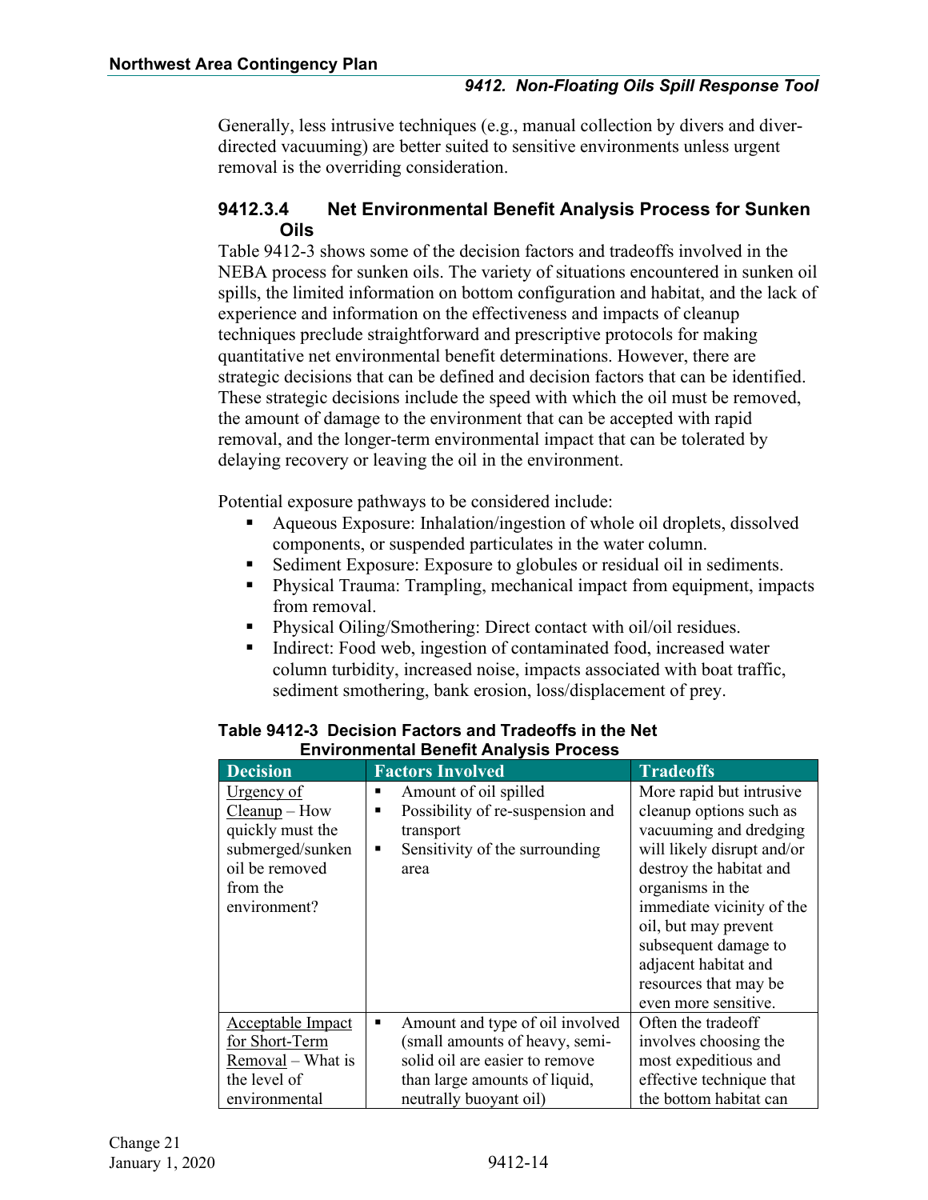Generally, less intrusive techniques (e.g., manual collection by divers and diver-directed vacuuming) are better suited to sensitive environments unless urgent removal is the overriding consideration.

### 9412.3.4 Net Environmental Benefit Analysis Process for Sunken Oils

Table 9412-3 shows some of the decision factors and tradeoffs involved in the NEBA process for sunken oils. The variety of situations encountered in sunken oil spills, the limited information on bottom configuration and habitat, and the lack of experience and information on the effectiveness and impacts of cleanup techniques preclude straightforward and prescriptive protocols for making quantitative net environmental benefit determinations. However, there are strategic decisions that can be defined and decision factors that can be identified. These strategic decisions include the speed with which the oil must be removed, the amount of damage to the environment that can be accepted with rapid removal, and the longer-term environmental impact that can be tolerated by delaying recovery or leaving the oil in the environment.

Potential exposure pathways to be considered include:

- Aqueous Exposure: Inhalation/ingestion of whole oil droplets, dissolved components, or suspended particulates in the water column.
- Sediment Exposure: Exposure to globules or residual oil in sediments.
- Physical Trauma: Trampling, mechanical impact from equipment, impacts from removal.
- Physical Oiling/Smothering: Direct contact with oil/oil residues.
- Indirect: Food web, ingestion of contaminated food, increased water column turbidity, increased noise, impacts associated with boat traffic, sediment smothering, bank erosion, loss/displacement of prey.

**Table 9412-3 Decision Factors and Tradeoffs in the Net Environmental Benefit Analysis Process**

| Decision | Factors Involved | Tradeoffs |
|---|---|---|
| Urgency of Cleanup – How quickly must the submerged/sunken oil be removed from the environment? | ▪ Amount of oil spilled<br>▪ Possibility of re-suspension and transport<br>▪ Sensitivity of the surrounding area | More rapid but intrusive cleanup options such as vacuuming and dredging will likely disrupt and/or destroy the habitat and organisms in the immediate vicinity of the oil, but may prevent subsequent damage to adjacent habitat and resources that may be even more sensitive. |
| Acceptable Impact for Short-Term Removal – What is the level of environmental | ▪ Amount and type of oil involved (small amounts of heavy, semi-solid oil are easier to remove than large amounts of liquid, neutrally buoyant oil) | Often the tradeoff involves choosing the most expeditious and effective technique that the bottom habitat can |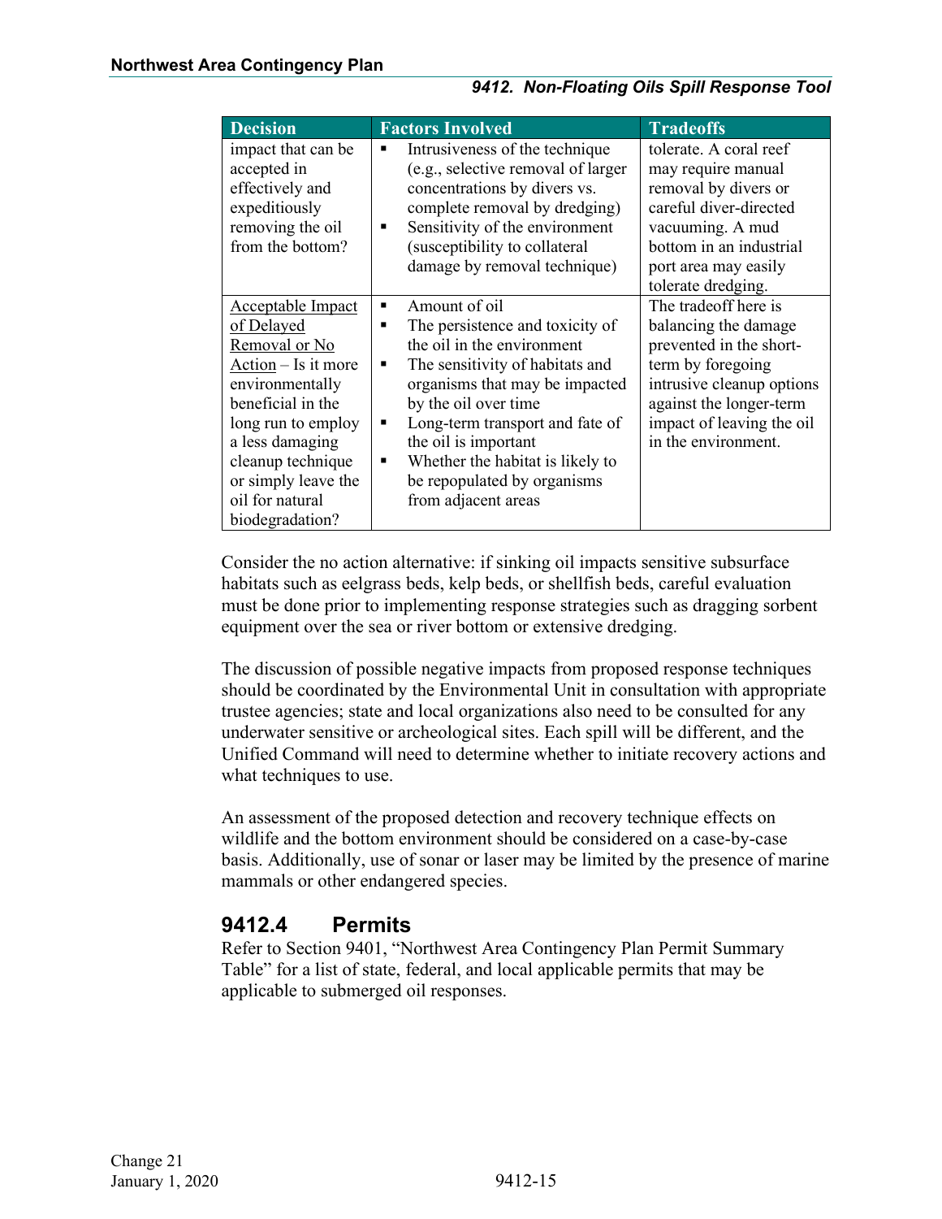| Decision | Factors Involved | Tradeoffs |
|---|---|---|
| impact that can be accepted in effectively and expeditiously removing the oil from the bottom? | ▪ Intrusiveness of the technique (e.g., selective removal of larger concentrations by divers vs. complete removal by dredging)<br>▪ Sensitivity of the environment (susceptibility to collateral damage by removal technique) | tolerate. A coral reef may require manual removal by divers or careful diver-directed vacuuming. A mud bottom in an industrial port area may easily tolerate dredging. |
| Acceptable Impact of Delayed Removal or No Action – Is it more environmentally beneficial in the long run to employ a less damaging cleanup technique or simply leave the oil for natural biodegradation? | ▪ Amount of oil<br>▪ The persistence and toxicity of the oil in the environment<br>▪ The sensitivity of habitats and organisms that may be impacted by the oil over time<br>▪ Long-term transport and fate of the oil is important<br>▪ Whether the habitat is likely to be repopulated by organisms from adjacent areas | The tradeoff here is balancing the damage prevented in the short-term by foregoing intrusive cleanup options against the longer-term impact of leaving the oil in the environment. |

Consider the no action alternative: if sinking oil impacts sensitive subsurface habitats such as eelgrass beds, kelp beds, or shellfish beds, careful evaluation must be done prior to implementing response strategies such as dragging sorbent equipment over the sea or river bottom or extensive dredging.

The discussion of possible negative impacts from proposed response techniques should be coordinated by the Environmental Unit in consultation with appropriate trustee agencies; state and local organizations also need to be consulted for any underwater sensitive or archeological sites. Each spill will be different, and the Unified Command will need to determine whether to initiate recovery actions and what techniques to use.

An assessment of the proposed detection and recovery technique effects on wildlife and the bottom environment should be considered on a case-by-case basis. Additionally, use of sonar or laser may be limited by the presence of marine mammals or other endangered species.

## 9412.4 Permits

Refer to Section 9401, "Northwest Area Contingency Plan Permit Summary Table" for a list of state, federal, and local applicable permits that may be applicable to submerged oil responses.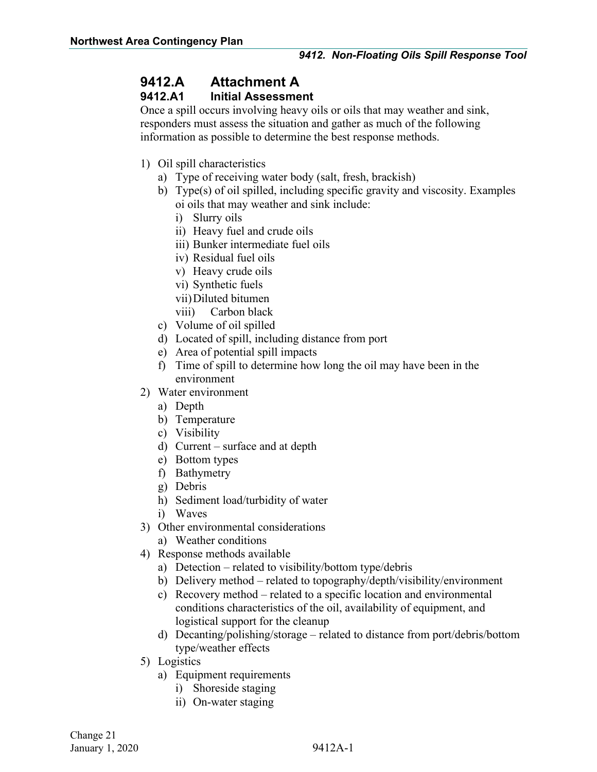## 9412.A Attachment A

### 9412.A1 Initial Assessment

Once a spill occurs involving heavy oils or oils that may weather and sink, responders must assess the situation and gather as much of the following information as possible to determine the best response methods.

1) Oil spill characteristics
   a) Type of receiving water body (salt, fresh, brackish)
   b) Type(s) of oil spilled, including specific gravity and viscosity. Examples oi oils that may weather and sink include:
      i) Slurry oils
      ii) Heavy fuel and crude oils
      iii) Bunker intermediate fuel oils
      iv) Residual fuel oils
      v) Heavy crude oils
      vi) Synthetic fuels
      vii) Diluted bitumen
      viii) Carbon black
   c) Volume of oil spilled
   d) Located of spill, including distance from port
   e) Area of potential spill impacts
   f) Time of spill to determine how long the oil may have been in the environment
2) Water environment
   a) Depth
   b) Temperature
   c) Visibility
   d) Current – surface and at depth
   e) Bottom types
   f) Bathymetry
   g) Debris
   h) Sediment load/turbidity of water
   i) Waves
3) Other environmental considerations
   a) Weather conditions
4) Response methods available
   a) Detection – related to visibility/bottom type/debris
   b) Delivery method – related to topography/depth/visibility/environment
   c) Recovery method – related to a specific location and environmental conditions characteristics of the oil, availability of equipment, and logistical support for the cleanup
   d) Decanting/polishing/storage – related to distance from port/debris/bottom type/weather effects
5) Logistics
   a) Equipment requirements
      i) Shoreside staging
      ii) On-water staging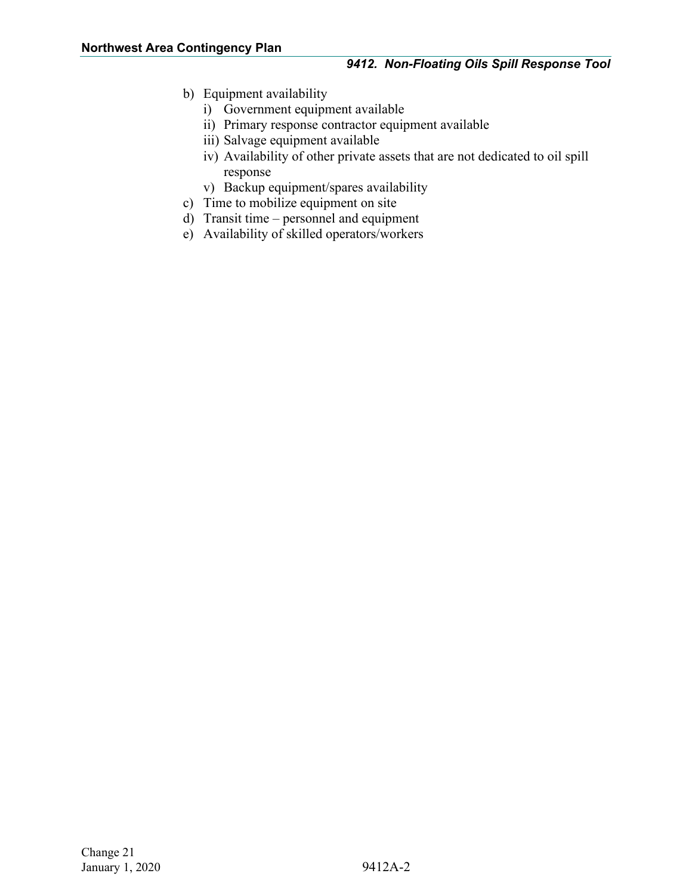b) Equipment availability
   i) Government equipment available
   ii) Primary response contractor equipment available
   iii) Salvage equipment available
   iv) Availability of other private assets that are not dedicated to oil spill response
   v) Backup equipment/spares availability
c) Time to mobilize equipment on site
d) Transit time – personnel and equipment
e) Availability of skilled operators/workers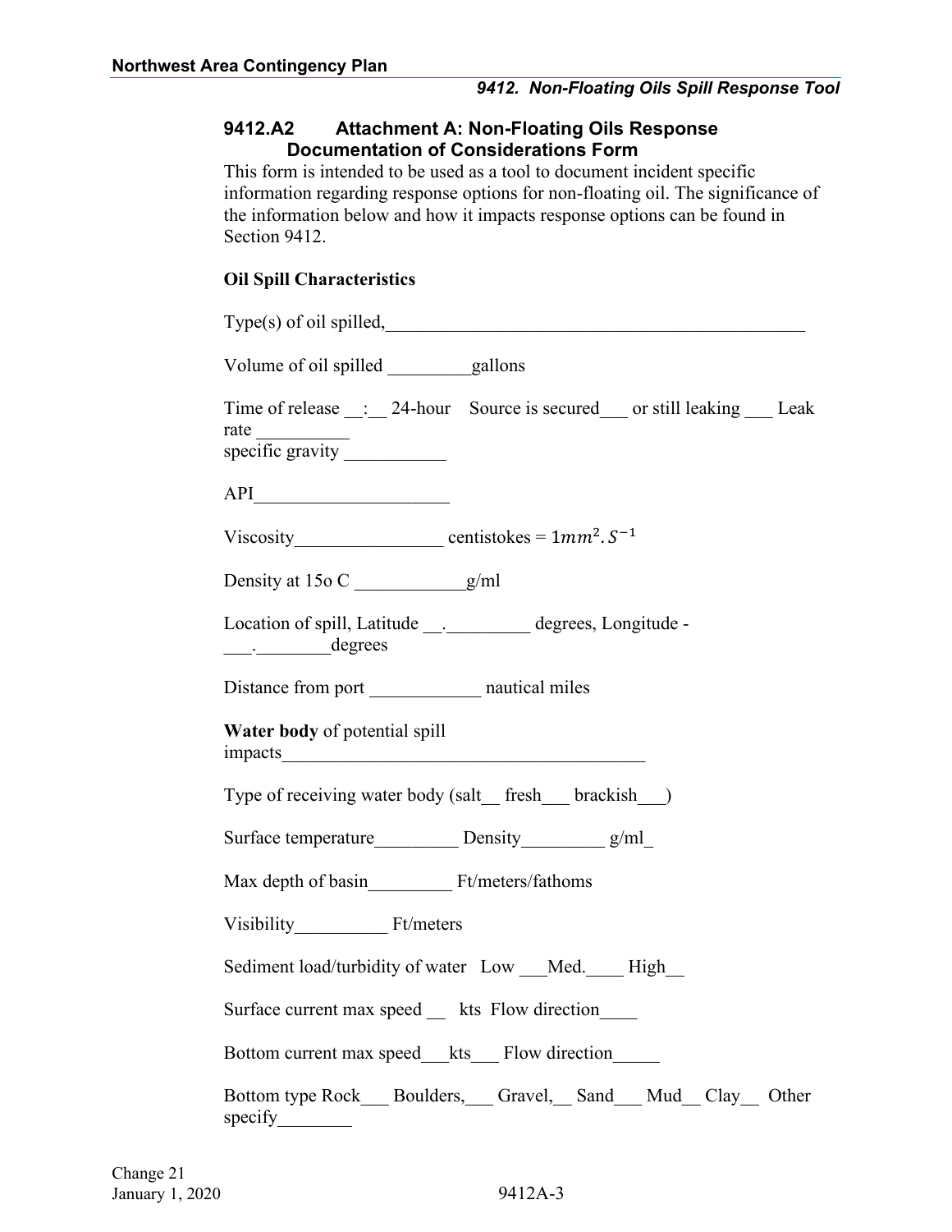### 9412.A2 Attachment A: Non-Floating Oils Response Documentation of Considerations Form

This form is intended to be used as a tool to document incident specific information regarding response options for non-floating oil. The significance of the information below and how it impacts response options can be found in Section 9412.

**Oil Spill Characteristics**

Type(s) of oil spilled,_______________________________________________

Volume of oil spilled _________gallons

Time of release __:__ 24-hour Source is secured___ or still leaking ___ Leak rate __________
specific gravity ___________

API_____________________

Viscosity________________ centistokes = $1mm^2.S^{-1}$

Density at 15o C ____________g/ml

Location of spill, Latitude __._________ degrees, Longitude - ___.________degrees

Distance from port ____________ nautical miles

**Water body** of potential spill impacts_______________________________________

Type of receiving water body (salt__ fresh___ brackish___)

Surface temperature_________ Density_________ g/ml_

Max depth of basin_________ Ft/meters/fathoms

Visibility__________ Ft/meters

Sediment load/turbidity of water Low ___Med.____ High__

Surface current max speed __ kts Flow direction____

Bottom current max speed___kts___ Flow direction_____

Bottom type Rock___ Boulders,___ Gravel,__ Sand___ Mud__ Clay__ Other specify________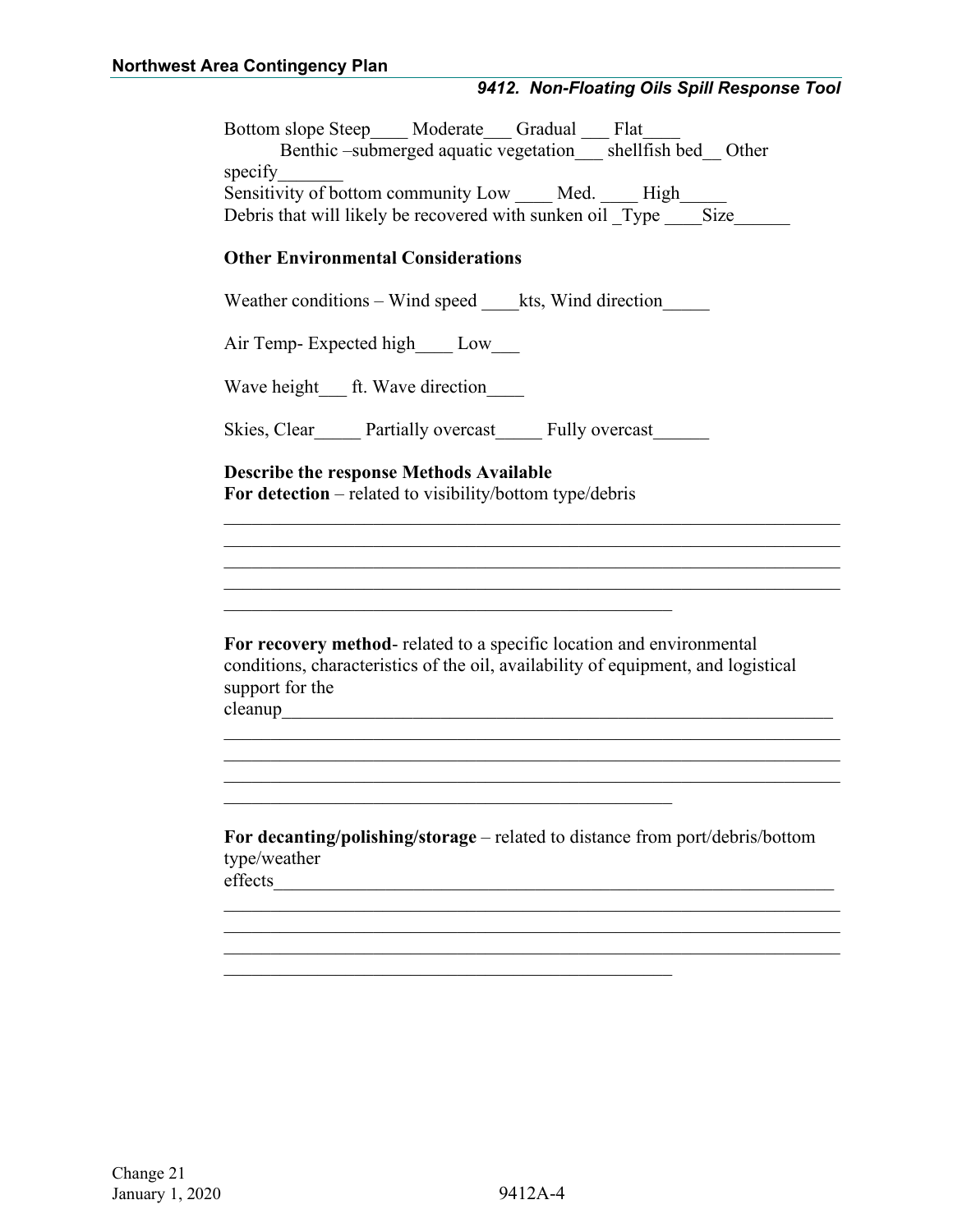Bottom slope Steep____ Moderate___ Gradual ___ Flat____
Benthic –submerged aquatic vegetation___ shellfish bed__ Other specify_______
Sensitivity of bottom community Low ____ Med. ____ High_____
Debris that will likely be recovered with sunken oil _Type ____Size______

**Other Environmental Considerations**

Weather conditions – Wind speed ____kts, Wind direction_____

Air Temp- Expected high____ Low___

Wave height___ ft. Wave direction____

Skies, Clear_____ Partially overcast_____ Fully overcast______

**Describe the response Methods Available**
**For detection** – related to visibility/bottom type/debris

_________________________________________________________________
_________________________________________________________________
_________________________________________________________________
_________________________________________________________________
_______________________________________________

**For recovery method**- related to a specific location and environmental conditions, characteristics of the oil, availability of equipment, and logistical support for the cleanup_________________________________________________________
_________________________________________________________________
_________________________________________________________________
_________________________________________________________________
_______________________________________________

**For decanting/polishing/storage** – related to distance from port/debris/bottom type/weather effects__________________________________________________________
_________________________________________________________________
_________________________________________________________________
_________________________________________________________________
_______________________________________________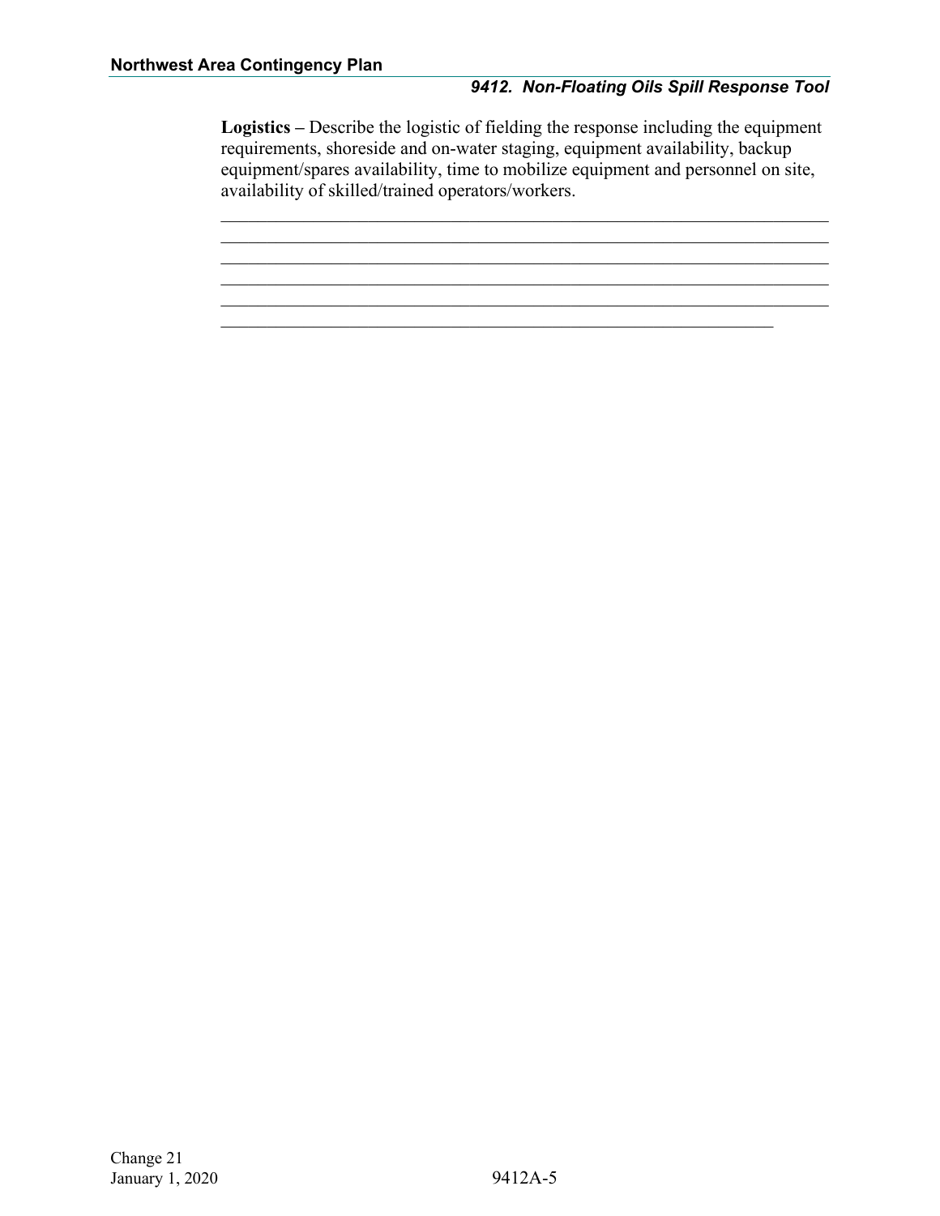**Logistics –** Describe the logistic of fielding the response including the equipment requirements, shoreside and on-water staging, equipment availability, backup equipment/spares availability, time to mobilize equipment and personnel on site, availability of skilled/trained operators/workers.

\_\_\_\_\_\_\_\_\_\_\_\_\_\_\_\_\_\_\_\_\_\_\_\_\_\_\_\_\_\_\_\_\_\_\_\_\_\_\_\_\_\_\_\_\_\_\_\_\_\_\_\_\_\_\_\_\_\_\_\_\_\_\_\_\_\_
\_\_\_\_\_\_\_\_\_\_\_\_\_\_\_\_\_\_\_\_\_\_\_\_\_\_\_\_\_\_\_\_\_\_\_\_\_\_\_\_\_\_\_\_\_\_\_\_\_\_\_\_\_\_\_\_\_\_\_\_\_\_\_\_\_\_
\_\_\_\_\_\_\_\_\_\_\_\_\_\_\_\_\_\_\_\_\_\_\_\_\_\_\_\_\_\_\_\_\_\_\_\_\_\_\_\_\_\_\_\_\_\_\_\_\_\_\_\_\_\_\_\_\_\_\_\_\_\_\_\_\_\_
\_\_\_\_\_\_\_\_\_\_\_\_\_\_\_\_\_\_\_\_\_\_\_\_\_\_\_\_\_\_\_\_\_\_\_\_\_\_\_\_\_\_\_\_\_\_\_\_\_\_\_\_\_\_\_\_\_\_\_\_\_\_\_\_\_\_
\_\_\_\_\_\_\_\_\_\_\_\_\_\_\_\_\_\_\_\_\_\_\_\_\_\_\_\_\_\_\_\_\_\_\_\_\_\_\_\_\_\_\_\_\_\_\_\_\_\_\_\_\_\_\_\_\_\_\_\_\_\_\_\_\_\_
\_\_\_\_\_\_\_\_\_\_\_\_\_\_\_\_\_\_\_\_\_\_\_\_\_\_\_\_\_\_\_\_\_\_\_\_\_\_\_\_\_\_\_\_\_\_\_\_\_\_\_\_\_\_\_\_\_\_\_\_\_\_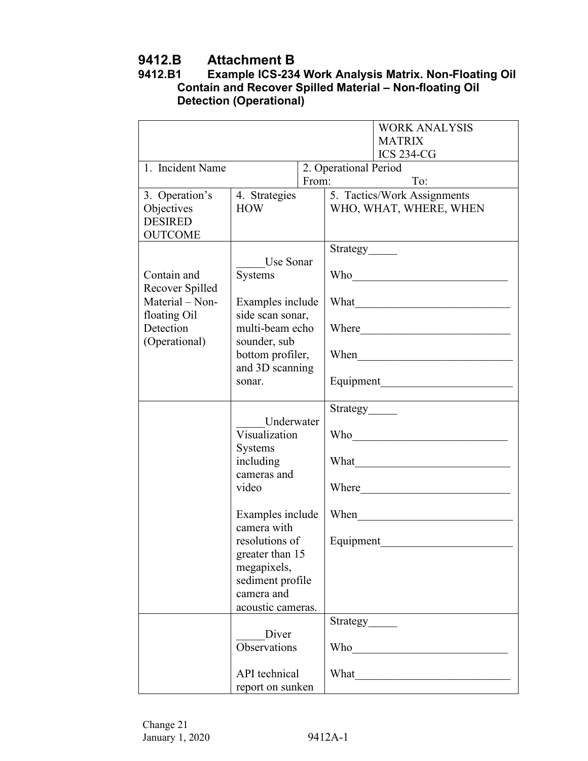# 9412.B Attachment B

## 9412.B1 Example ICS-234 Work Analysis Matrix. Non-Floating Oil Contain and Recover Spilled Material – Non-floating Oil Detection (Operational)

| | | WORK ANALYSIS MATRIX ICS 234-CG |
|---|---|---|
| 1. Incident Name | 2. Operational Period From: To: | |
| 3. Operation's Objectives DESIRED OUTCOME | 4. Strategies HOW | 5. Tactics/Work Assignments WHO, WHAT, WHERE, WHEN |
| Contain and Recover Spilled Material – Non-floating Oil Detection (Operational) | _____Use Sonar Systems<br><br>Examples include side scan sonar, multi-beam echo sounder, sub bottom profiler, and 3D scanning sonar. | Strategy_____<br><br>Who___________________________<br><br>What___________________________<br><br>Where__________________________<br><br>When___________________________<br><br>Equipment_______________________ |
| | _____Underwater Visualization Systems including cameras and video<br><br>Examples include camera with resolutions of greater than 15 megapixels, sediment profile camera and acoustic cameras. | Strategy_____<br><br>Who___________________________<br><br>What___________________________<br><br>Where__________________________<br><br>When___________________________<br><br>Equipment_______________________ |
| | _____Diver Observations<br><br>API technical report on sunken | Strategy_____<br><br>Who___________________________<br><br>What___________________________ |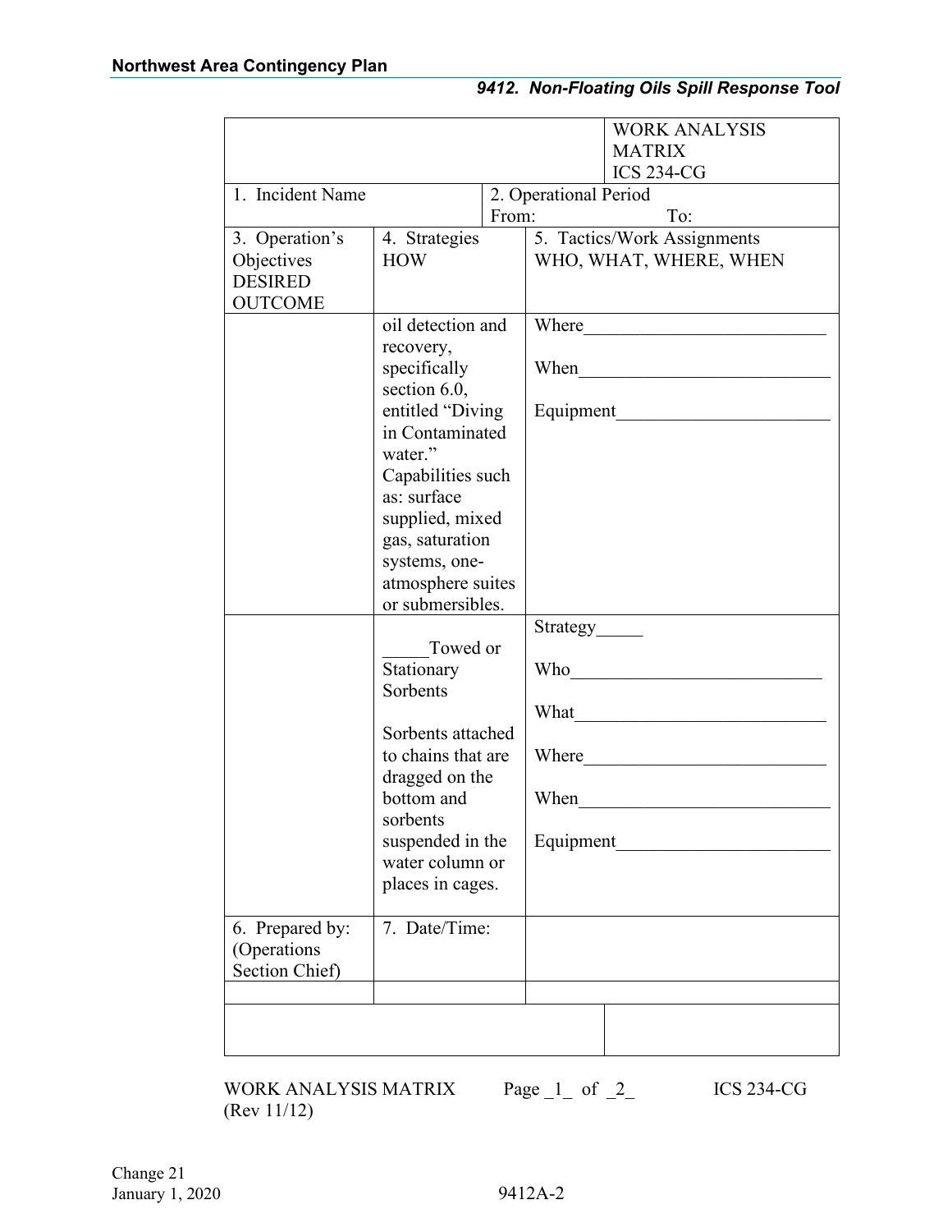| | | WORK ANALYSIS MATRIX ICS 234-CG |
|---|---|---|
| 1. Incident Name | 2. Operational Period From: To: | |
| 3. Operation's Objectives DESIRED OUTCOME | 4. Strategies HOW | 5. Tactics/Work Assignments WHO, WHAT, WHERE, WHEN |
| | oil detection and recovery, specifically section 6.0, entitled "Diving in Contaminated water." Capabilities such as: surface supplied, mixed gas, saturation systems, one-atmosphere suites or submersibles. | Where__________________________ When___________________________ Equipment_______________________ |
| | _____Towed or Stationary Sorbents Sorbents attached to chains that are dragged on the bottom and sorbents suspended in the water column or places in cages. | Strategy_____ Who___________________________ What___________________________ Where__________________________ When___________________________ Equipment_______________________ |
| 6. Prepared by: (Operations Section Chief) | 7. Date/Time: | |
| | | |
| | | |

WORK ANALYSIS MATRIX Page _1_ of _2_ ICS 234-CG
(Rev 11/12)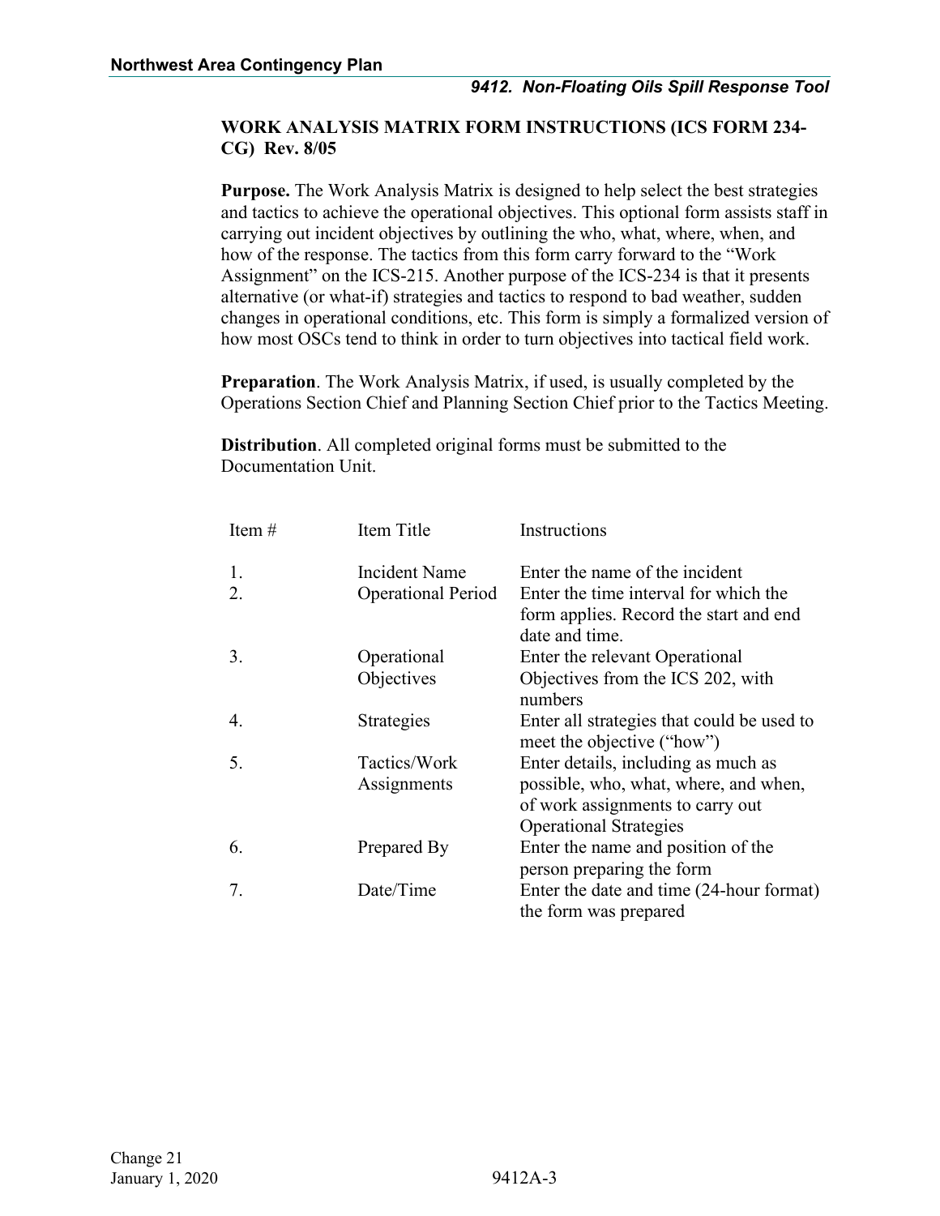## WORK ANALYSIS MATRIX FORM INSTRUCTIONS (ICS FORM 234-CG) Rev. 8/05

**Purpose.** The Work Analysis Matrix is designed to help select the best strategies and tactics to achieve the operational objectives. This optional form assists staff in carrying out incident objectives by outlining the who, what, where, when, and how of the response. The tactics from this form carry forward to the "Work Assignment" on the ICS-215. Another purpose of the ICS-234 is that it presents alternative (or what-if) strategies and tactics to respond to bad weather, sudden changes in operational conditions, etc. This form is simply a formalized version of how most OSCs tend to think in order to turn objectives into tactical field work.

**Preparation**. The Work Analysis Matrix, if used, is usually completed by the Operations Section Chief and Planning Section Chief prior to the Tactics Meeting.

**Distribution**. All completed original forms must be submitted to the Documentation Unit.

| Item # | Item Title | Instructions |
|---|---|---|
| 1. | Incident Name | Enter the name of the incident |
| 2. | Operational Period | Enter the time interval for which the form applies. Record the start and end date and time. |
| 3. | Operational Objectives | Enter the relevant Operational Objectives from the ICS 202, with numbers |
| 4. | Strategies | Enter all strategies that could be used to meet the objective ("how") |
| 5. | Tactics/Work Assignments | Enter details, including as much as possible, who, what, where, and when, of work assignments to carry out Operational Strategies |
| 6. | Prepared By | Enter the name and position of the person preparing the form |
| 7. | Date/Time | Enter the date and time (24-hour format) the form was prepared |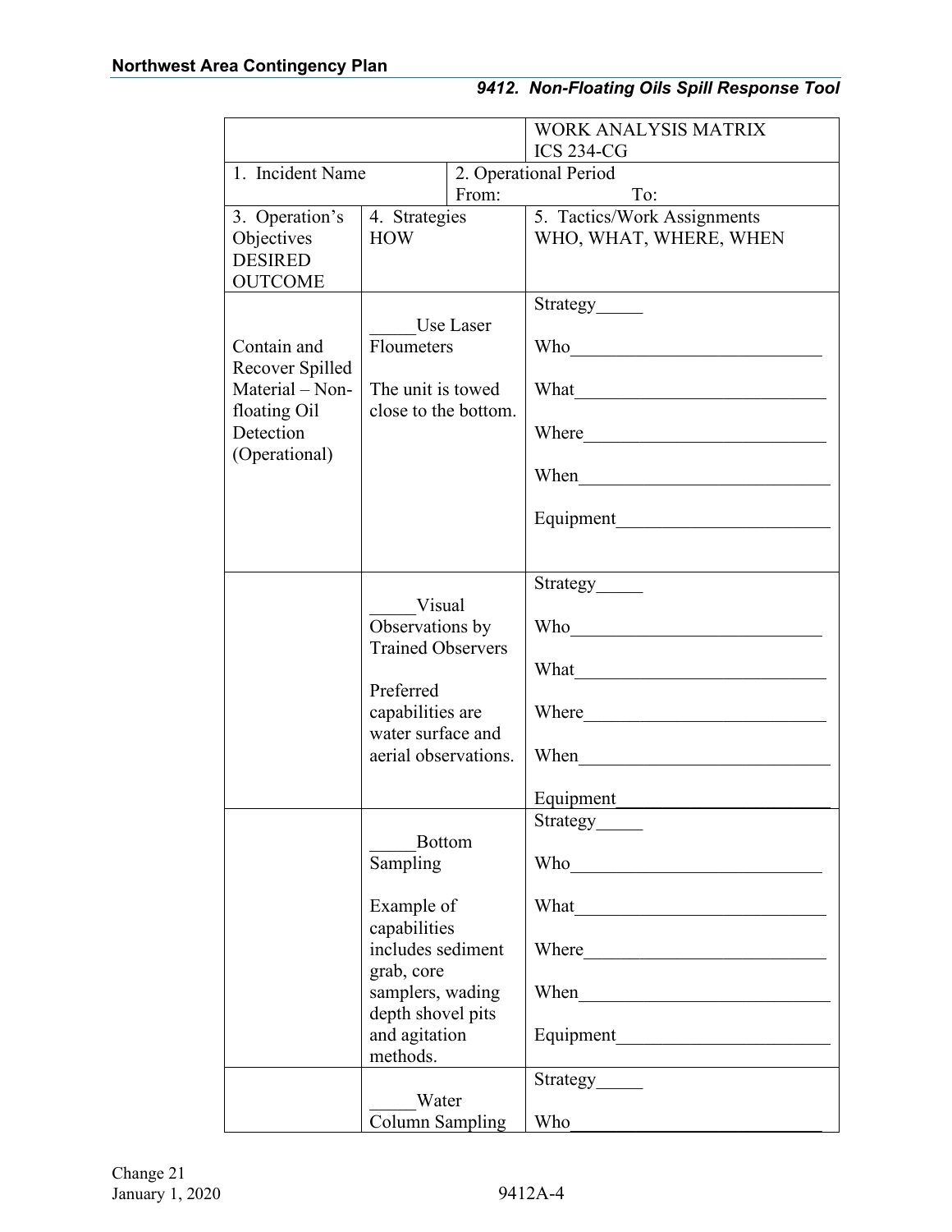| | | WORK ANALYSIS MATRIX ICS 234-CG |
|---|---|---|
| 1. Incident Name | 2. Operational Period From: | To: |
| 3. Operation's Objectives DESIRED OUTCOME | 4. Strategies HOW | 5. Tactics/Work Assignments WHO, WHAT, WHERE, WHEN |
| Contain and Recover Spilled Material – Non-floating Oil Detection (Operational) | _____Use Laser Floumeters<br><br>The unit is towed close to the bottom. | Strategy_____<br><br>Who___________________________<br><br>What___________________________<br><br>Where__________________________<br><br>When___________________________<br><br>Equipment______________________ |
| | _____Visual Observations by Trained Observers<br><br>Preferred capabilities are water surface and aerial observations. | Strategy_____<br><br>Who___________________________<br><br>What___________________________<br><br>Where__________________________<br><br>When___________________________<br><br>Equipment______________________ |
| | _____Bottom Sampling<br><br>Example of capabilities includes sediment grab, core samplers, wading depth shovel pits and agitation methods. | Strategy_____<br><br>Who___________________________<br><br>What___________________________<br><br>Where__________________________<br><br>When___________________________<br><br>Equipment______________________ |
| | _____Water Column Sampling | Strategy_____<br><br>Who___________________________ |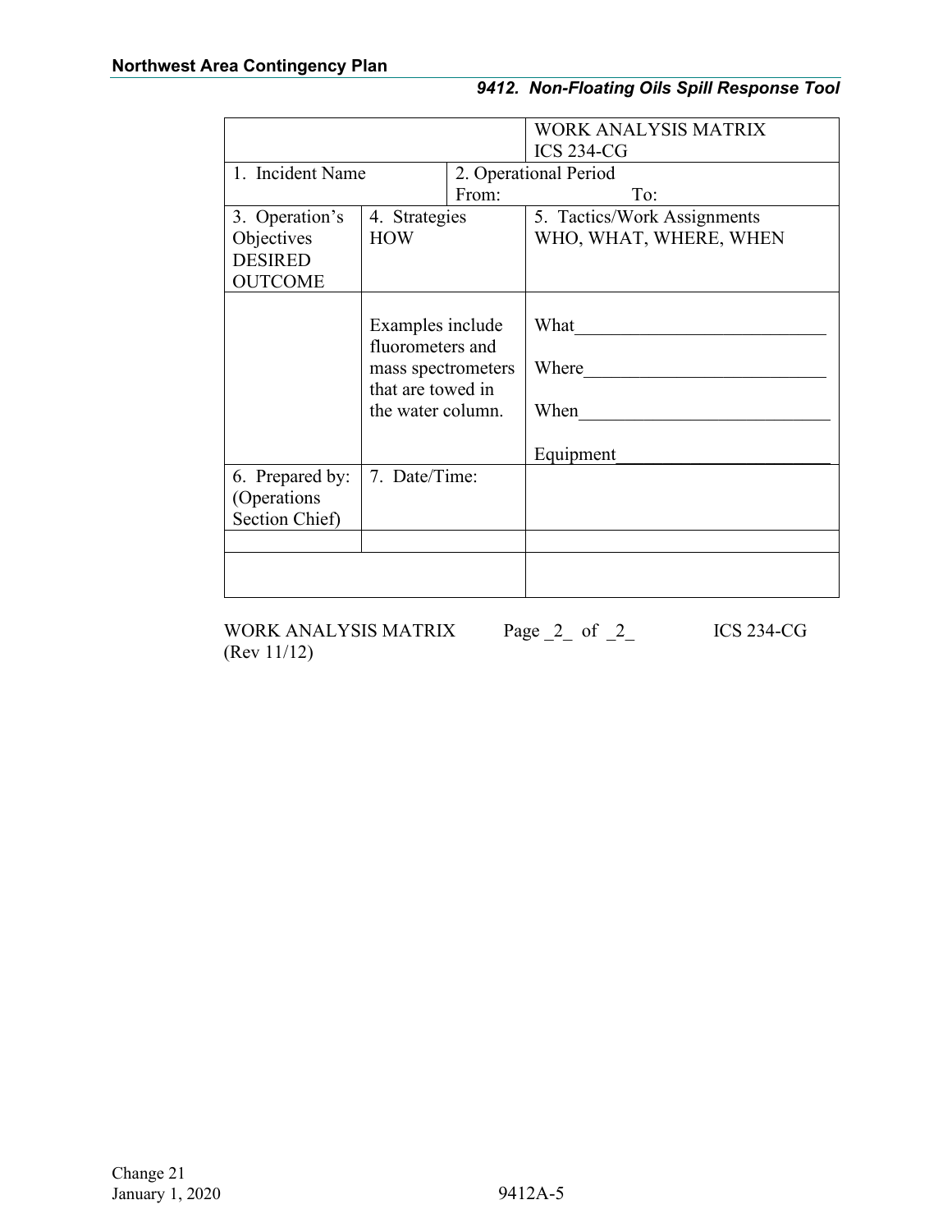| | | WORK ANALYSIS MATRIX ICS 234-CG |
|---|---|---|
| 1. Incident Name | 2. Operational Period From: | To: |
| 3. Operation's Objectives DESIRED OUTCOME | 4. Strategies HOW | 5. Tactics/Work Assignments WHO, WHAT, WHERE, WHEN |
| | Examples include fluorometers and mass spectrometers that are towed in the water column. | What___________________________ Where__________________________ When___________________________ Equipment________________________ |
| 6. Prepared by: (Operations Section Chief) | 7. Date/Time: | |
| | | |
| | | |

WORK ANALYSIS MATRIX Page _2_ of _2_ ICS 234-CG (Rev 11/12)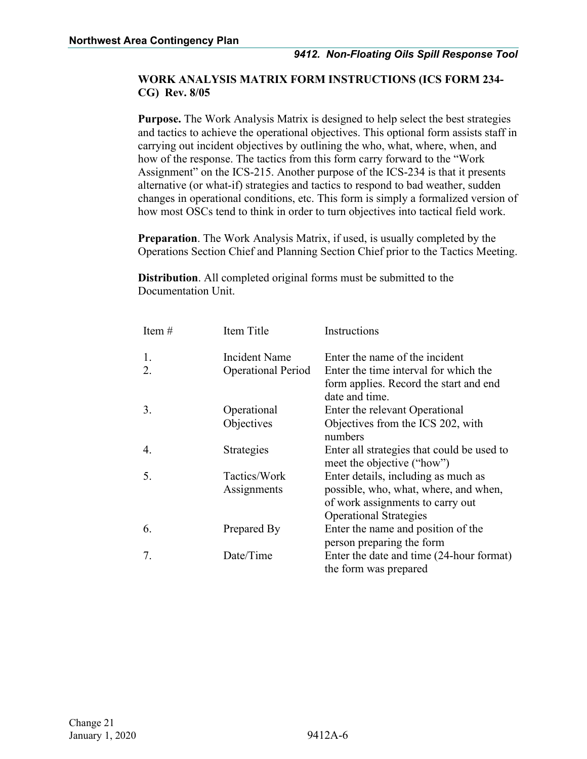## WORK ANALYSIS MATRIX FORM INSTRUCTIONS (ICS FORM 234-CG) Rev. 8/05

**Purpose.** The Work Analysis Matrix is designed to help select the best strategies and tactics to achieve the operational objectives. This optional form assists staff in carrying out incident objectives by outlining the who, what, where, when, and how of the response. The tactics from this form carry forward to the "Work Assignment" on the ICS-215. Another purpose of the ICS-234 is that it presents alternative (or what-if) strategies and tactics to respond to bad weather, sudden changes in operational conditions, etc. This form is simply a formalized version of how most OSCs tend to think in order to turn objectives into tactical field work.

**Preparation**. The Work Analysis Matrix, if used, is usually completed by the Operations Section Chief and Planning Section Chief prior to the Tactics Meeting.

**Distribution**. All completed original forms must be submitted to the Documentation Unit.

| Item # | Item Title | Instructions |
|---|---|---|
| 1. | Incident Name | Enter the name of the incident |
| 2. | Operational Period | Enter the time interval for which the form applies. Record the start and end date and time. |
| 3. | Operational Objectives | Enter the relevant Operational Objectives from the ICS 202, with numbers |
| 4. | Strategies | Enter all strategies that could be used to meet the objective ("how") |
| 5. | Tactics/Work Assignments | Enter details, including as much as possible, who, what, where, and when, of work assignments to carry out Operational Strategies |
| 6. | Prepared By | Enter the name and position of the person preparing the form |
| 7. | Date/Time | Enter the date and time (24-hour format) the form was prepared |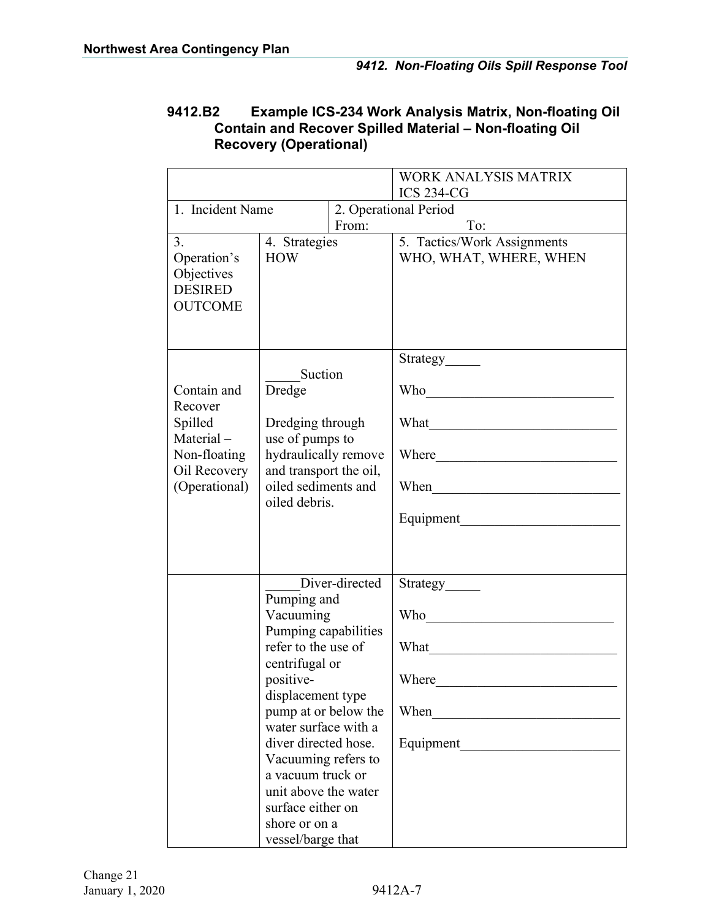### 9412.B2 Example ICS-234 Work Analysis Matrix, Non-floating Oil Contain and Recover Spilled Material – Non-floating Oil Recovery (Operational)

| | | WORK ANALYSIS MATRIX ICS 234-CG |
|---|---|---|
| 1. Incident Name | 2. Operational Period From: To: | |
| 3. Operation's Objectives DESIRED OUTCOME | 4. Strategies HOW | 5. Tactics/Work Assignments WHO, WHAT, WHERE, WHEN |
| Contain and Recover Spilled Material – Non-floating Oil Recovery (Operational) | _____Suction Dredge<br><br>Dredging through use of pumps to hydraulically remove and transport the oil, oiled sediments and oiled debris. | Strategy_____<br><br>Who___________________________<br><br>What___________________________<br><br>Where__________________________<br><br>When___________________________<br><br>Equipment_______________________ |
| | _____Diver-directed Pumping and Vacuuming<br>Pumping capabilities refer to the use of centrifugal or positive-displacement type pump at or below the water surface with a diver directed hose. Vacuuming refers to a vacuum truck or unit above the water surface either on shore or on a vessel/barge that | Strategy_____<br><br>Who___________________________<br><br>What___________________________<br><br>Where__________________________<br><br>When___________________________<br><br>Equipment_______________________ |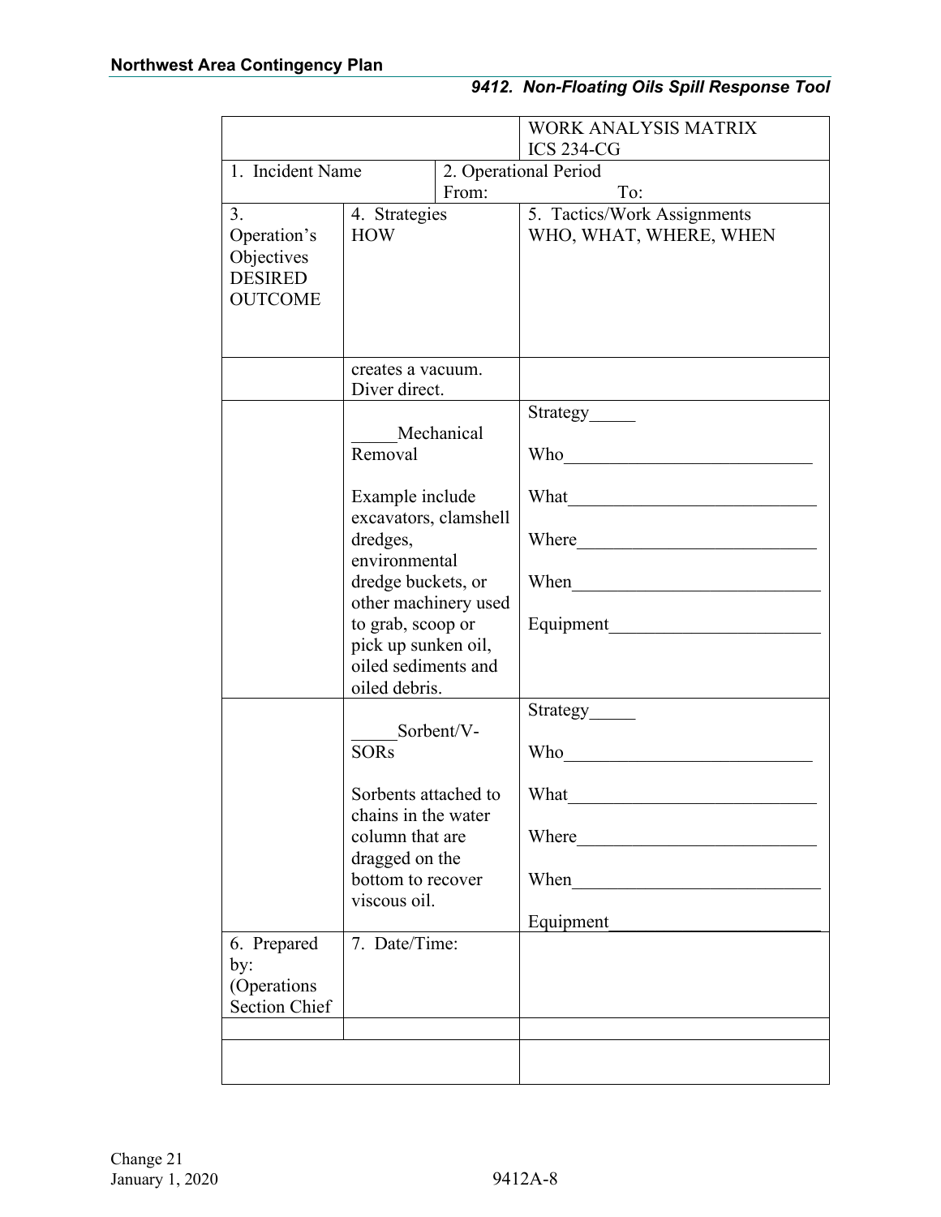| | | WORK ANALYSIS MATRIX ICS 234-CG |
|---|---|---|
| 1. Incident Name | 2. Operational Period From: | To: |
| 3. Operation's Objectives DESIRED OUTCOME | 4. Strategies HOW | 5. Tactics/Work Assignments WHO, WHAT, WHERE, WHEN |
| | creates a vacuum. Diver direct. | |
| | _____Mechanical Removal<br><br>Example include excavators, clamshell dredges, environmental dredge buckets, or other machinery used to grab, scoop or pick up sunken oil, oiled sediments and oiled debris. | Strategy_____<br><br>Who___________________________<br><br>What___________________________<br><br>Where__________________________<br><br>When___________________________<br><br>Equipment_______________________ |
| | _____Sorbent/V-SORs<br><br>Sorbents attached to chains in the water column that are dragged on the bottom to recover viscous oil. | Strategy_____<br><br>Who___________________________<br><br>What___________________________<br><br>Where__________________________<br><br>When___________________________<br><br>Equipment_______________________ |
| 6. Prepared by: (Operations Section Chief | 7. Date/Time: | |
| | | |
| | | |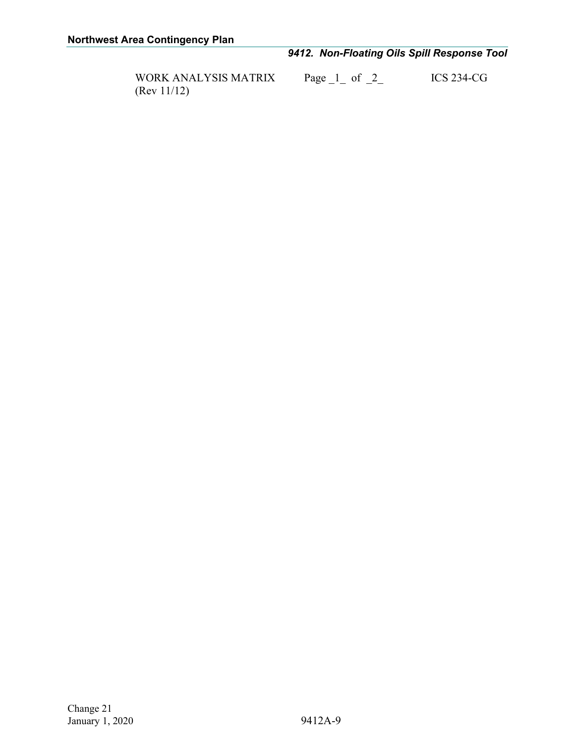WORK ANALYSIS MATRIX (Rev 11/12) Page _1_ of _2_ ICS 234-CG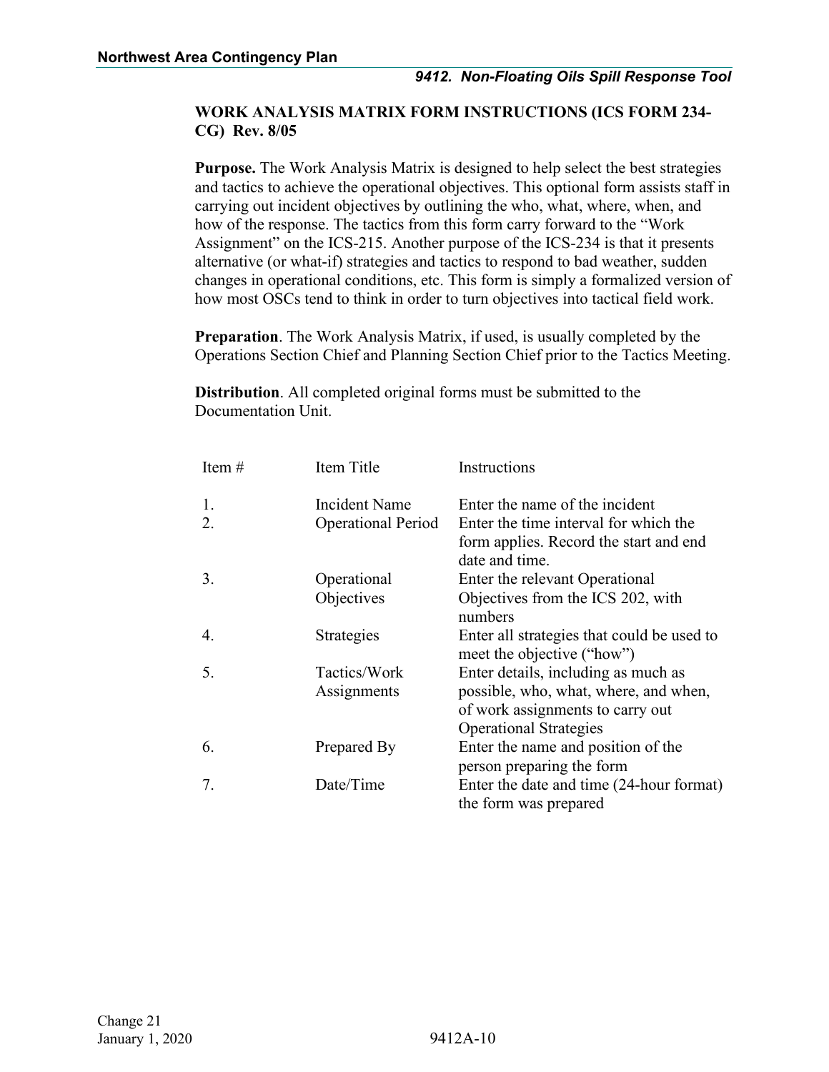## WORK ANALYSIS MATRIX FORM INSTRUCTIONS (ICS FORM 234-CG) Rev. 8/05

**Purpose.** The Work Analysis Matrix is designed to help select the best strategies and tactics to achieve the operational objectives. This optional form assists staff in carrying out incident objectives by outlining the who, what, where, when, and how of the response. The tactics from this form carry forward to the "Work Assignment" on the ICS-215. Another purpose of the ICS-234 is that it presents alternative (or what-if) strategies and tactics to respond to bad weather, sudden changes in operational conditions, etc. This form is simply a formalized version of how most OSCs tend to think in order to turn objectives into tactical field work.

**Preparation**. The Work Analysis Matrix, if used, is usually completed by the Operations Section Chief and Planning Section Chief prior to the Tactics Meeting.

**Distribution**. All completed original forms must be submitted to the Documentation Unit.

| Item # | Item Title | Instructions |
|---|---|---|
| 1. | Incident Name | Enter the name of the incident |
| 2. | Operational Period | Enter the time interval for which the form applies. Record the start and end date and time. |
| 3. | Operational Objectives | Enter the relevant Operational Objectives from the ICS 202, with numbers |
| 4. | Strategies | Enter all strategies that could be used to meet the objective ("how") |
| 5. | Tactics/Work Assignments | Enter details, including as much as possible, who, what, where, and when, of work assignments to carry out Operational Strategies |
| 6. | Prepared By | Enter the name and position of the person preparing the form |
| 7. | Date/Time | Enter the date and time (24-hour format) the form was prepared |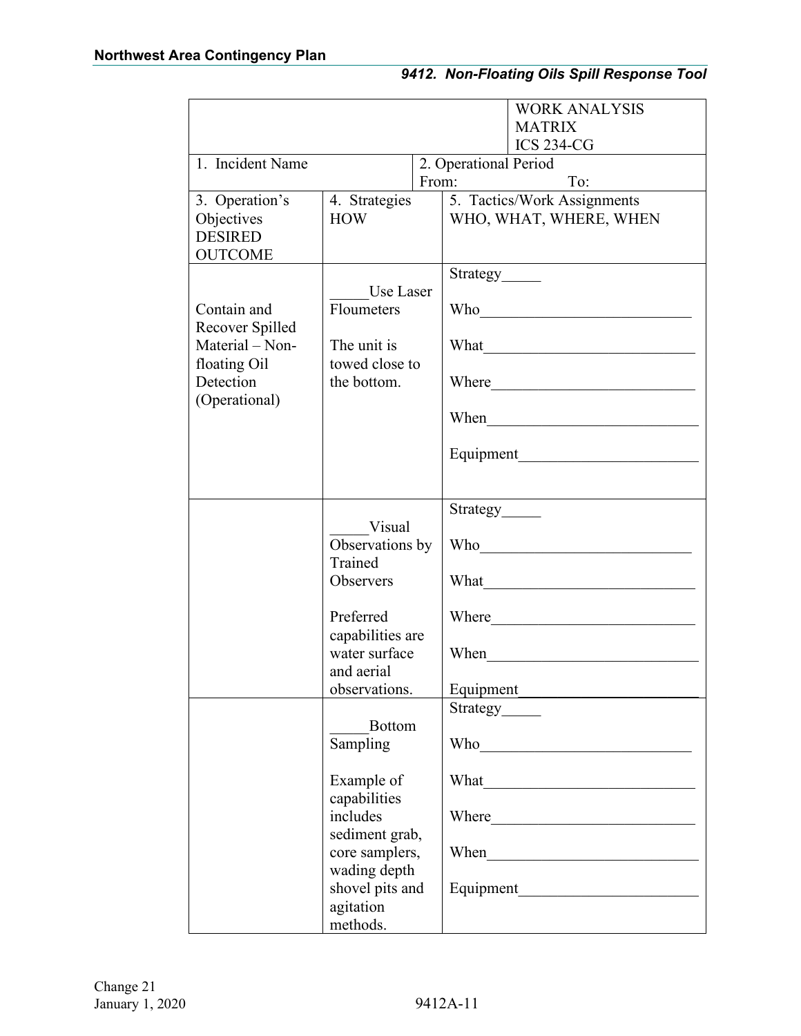| | | WORK ANALYSIS MATRIX ICS 234-CG |
|---|---|---|
| 1. Incident Name | 2. Operational Period From: To: | |
| 3. Operation's Objectives DESIRED OUTCOME | 4. Strategies HOW | 5. Tactics/Work Assignments WHO, WHAT, WHERE, WHEN |
| Contain and Recover Spilled Material – Non-floating Oil Detection (Operational) | _____Use Laser Floumeters<br><br>The unit is towed close to the bottom. | Strategy_____<br><br>Who___________________________<br><br>What___________________________<br><br>Where__________________________<br><br>When___________________________<br><br>Equipment_______________________ |
| | _____Visual Observations by Trained Observers<br><br>Preferred capabilities are water surface and aerial observations. | Strategy_____<br><br>Who___________________________<br><br>What___________________________<br><br>Where__________________________<br><br>When___________________________<br><br>Equipment_______________________ |
| | _____Bottom Sampling<br><br>Example of capabilities includes sediment grab, core samplers, wading depth shovel pits and agitation methods. | Strategy_____<br><br>Who___________________________<br><br>What___________________________<br><br>Where__________________________<br><br>When___________________________<br><br>Equipment_______________________ |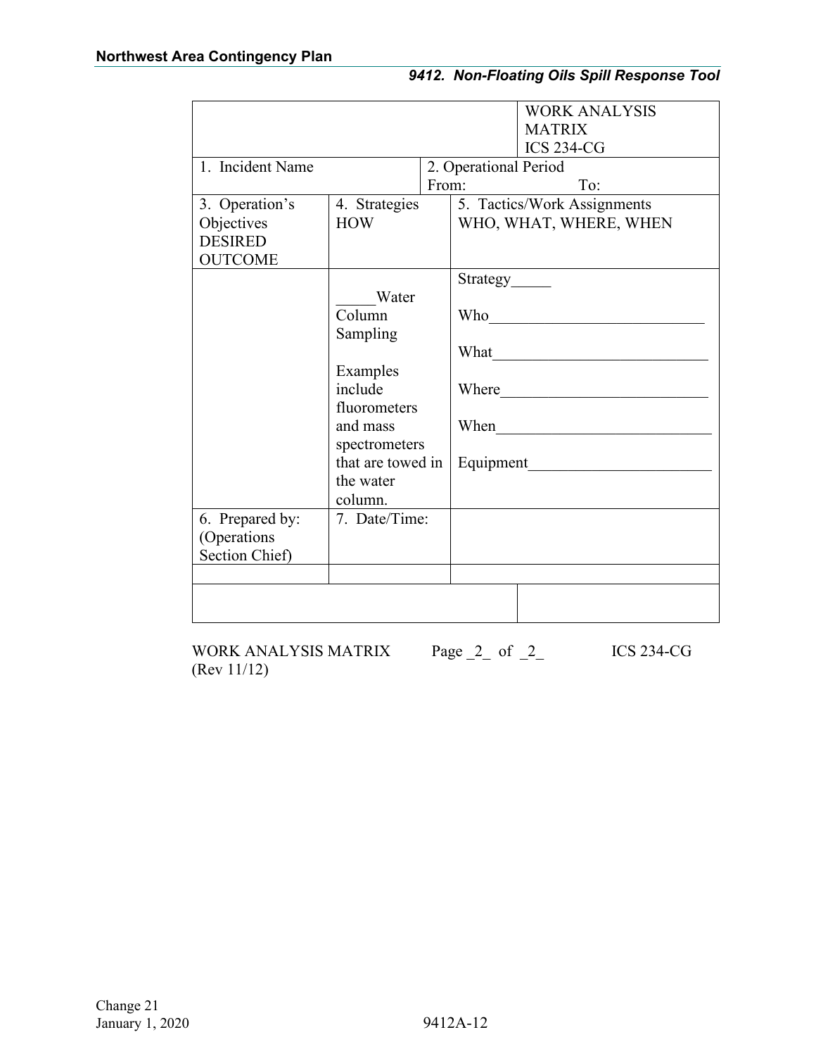| | | | WORK ANALYSIS MATRIX ICS 234-CG |
|---|---|---|---|
| 1. Incident Name | | 2. Operational Period From: To: | |
| 3. Operation's Objectives DESIRED OUTCOME | 4. Strategies HOW | 5. Tactics/Work Assignments WHO, WHAT, WHERE, WHEN | |
| | _____Water Column Sampling<br><br>Examples include fluorometers and mass spectrometers that are towed in the water column. | Strategy_____<br><br>Who___________________________<br><br>What___________________________<br><br>Where__________________________<br><br>When___________________________<br><br>Equipment_______________________ | |
| 6. Prepared by: (Operations Section Chief) | 7. Date/Time: | | |
| | | | |
| | | | |

WORK ANALYSIS MATRIX Page _2_ of _2_ ICS 234-CG
(Rev 11/12)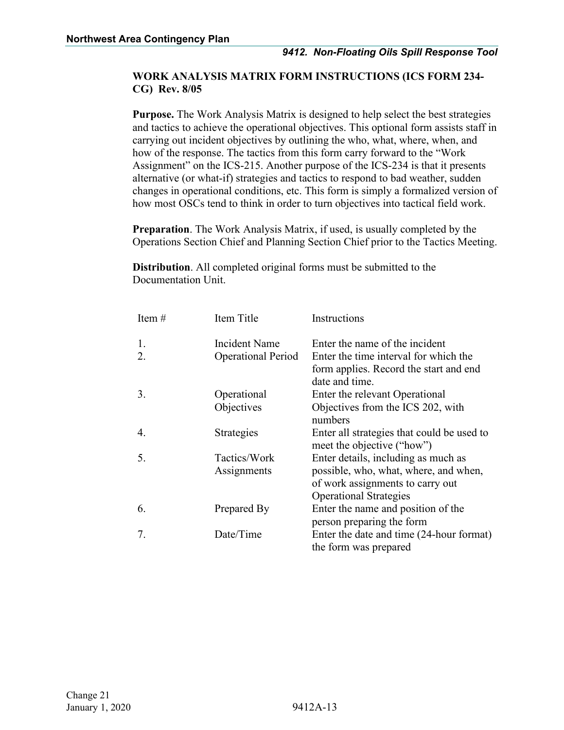## WORK ANALYSIS MATRIX FORM INSTRUCTIONS (ICS FORM 234-CG) Rev. 8/05

**Purpose.** The Work Analysis Matrix is designed to help select the best strategies and tactics to achieve the operational objectives. This optional form assists staff in carrying out incident objectives by outlining the who, what, where, when, and how of the response. The tactics from this form carry forward to the "Work Assignment" on the ICS-215. Another purpose of the ICS-234 is that it presents alternative (or what-if) strategies and tactics to respond to bad weather, sudden changes in operational conditions, etc. This form is simply a formalized version of how most OSCs tend to think in order to turn objectives into tactical field work.

**Preparation**. The Work Analysis Matrix, if used, is usually completed by the Operations Section Chief and Planning Section Chief prior to the Tactics Meeting.

**Distribution**. All completed original forms must be submitted to the Documentation Unit.

| Item # | Item Title | Instructions |
|---|---|---|
| 1. | Incident Name | Enter the name of the incident |
| 2. | Operational Period | Enter the time interval for which the form applies. Record the start and end date and time. |
| 3. | Operational Objectives | Enter the relevant Operational Objectives from the ICS 202, with numbers |
| 4. | Strategies | Enter all strategies that could be used to meet the objective ("how") |
| 5. | Tactics/Work Assignments | Enter details, including as much as possible, who, what, where, and when, of work assignments to carry out Operational Strategies |
| 6. | Prepared By | Enter the name and position of the person preparing the form |
| 7. | Date/Time | Enter the date and time (24-hour format) the form was prepared |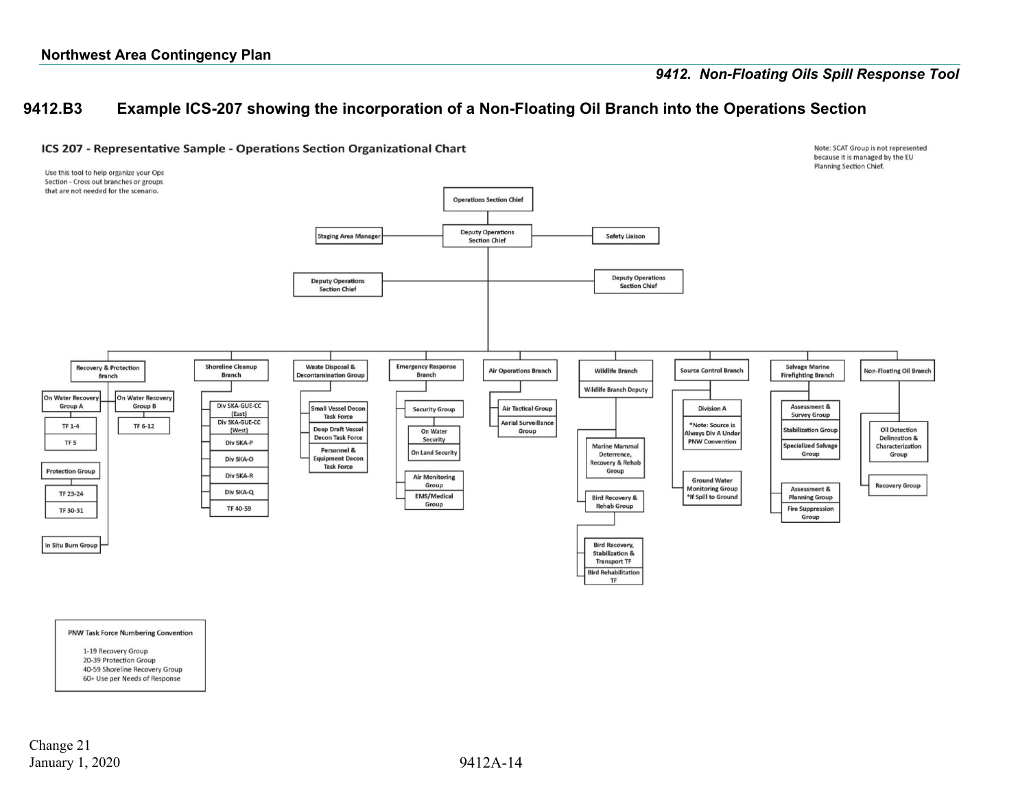### 9412.B3 Example ICS-207 showing the incorporation of a Non-Floating Oil Branch into the Operations Section

**ICS 207 - Representative Sample - Operations Section Organizational Chart**

Use this tool to help organize your Ops Section - Cross out branches or groups that are not needed for the scenario.

Note: SCAT Group is not represented because it is managed by the EU Planning Section Chief.

- Operations Section Chief
  - Deputy Operations Section Chief
    - Staging Area Manager
    - Safety Liaison
    - Deputy Operations Section Chief
    - Deputy Operations Section Chief
    - Recovery & Protection Branch
      - On Water Recovery Group A
        - TF 1-4
        - TF 5
      - On Water Recovery Group B
        - TF 6-12
      - Protection Group
        - TF 23-24
        - TF 30-31
      - In Situ Burn Group
    - Shoreline Cleanup Branch
      - Div SKA-GUE-CC (East)
      - Div SKA-GUE-CC (West)
      - Div SKA-P
      - Div SKA-O
      - Div SKA-R
      - Div SKA-Q
      - TF 40-59
    - Waste Disposal & Decontamination Group
      - Small Vessel Decon Task Force
      - Deep Draft Vessel Decon Task Force
      - Personnel & Equipment Decon Task Force
    - Emergency Response Branch
      - Security Group
        - On Water Security
        - On Land Security
      - Air Monitoring Group
      - EMS/Medical Group
    - Air Operations Branch
      - Air Tactical Group
      - Aerial Surveillance Group
    - Wildlife Branch
      - Wildlife Branch Deputy
        - Marine Mammal Deterrence, Recovery & Rehab Group
        - Bird Recovery & Rehab Group
          - Bird Recovery, Stabilization & Transport TF
          - Bird Rehabilitation TF
    - Source Control Branch
      - Division A
        - *Note: Source is Always Div A Under PNW Convention
      - Ground Water Monitoring Group *If Spill to Ground
    - Salvage Marine Firefighting Branch
      - Assessment & Survey Group
      - Stabilization Group
      - Specialized Salvage Group
      - Assessment & Planning Group
      - Fire Suppression Group
    - Non-Floating Oil Branch
      - Oil Detection Delineation & Characterization Group
      - Recovery Group

**PNW Task Force Numbering Convention**

- 1-19 Recovery Group
- 20-39 Protection Group
- 40-59 Shoreline Recovery Group
- 60+ Use per Needs of Response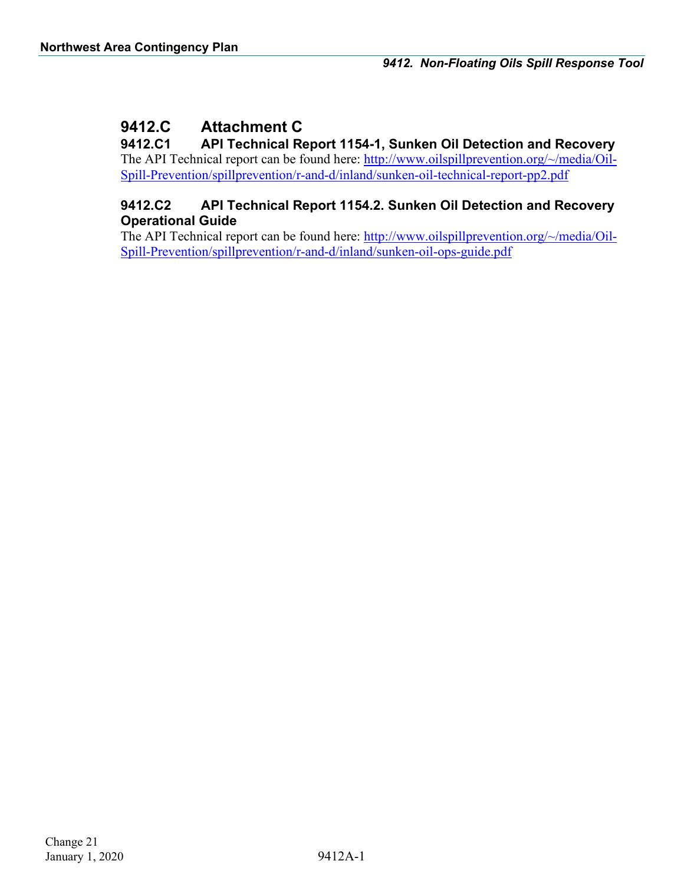## 9412.C Attachment C

### 9412.C1 API Technical Report 1154-1, Sunken Oil Detection and Recovery

The API Technical report can be found here: http://www.oilspillprevention.org/~/media/Oil-Spill-Prevention/spillprevention/r-and-d/inland/sunken-oil-technical-report-pp2.pdf

### 9412.C2 API Technical Report 1154.2. Sunken Oil Detection and Recovery Operational Guide

The API Technical report can be found here: http://www.oilspillprevention.org/~/media/Oil-Spill-Prevention/spillprevention/r-and-d/inland/sunken-oil-ops-guide.pdf